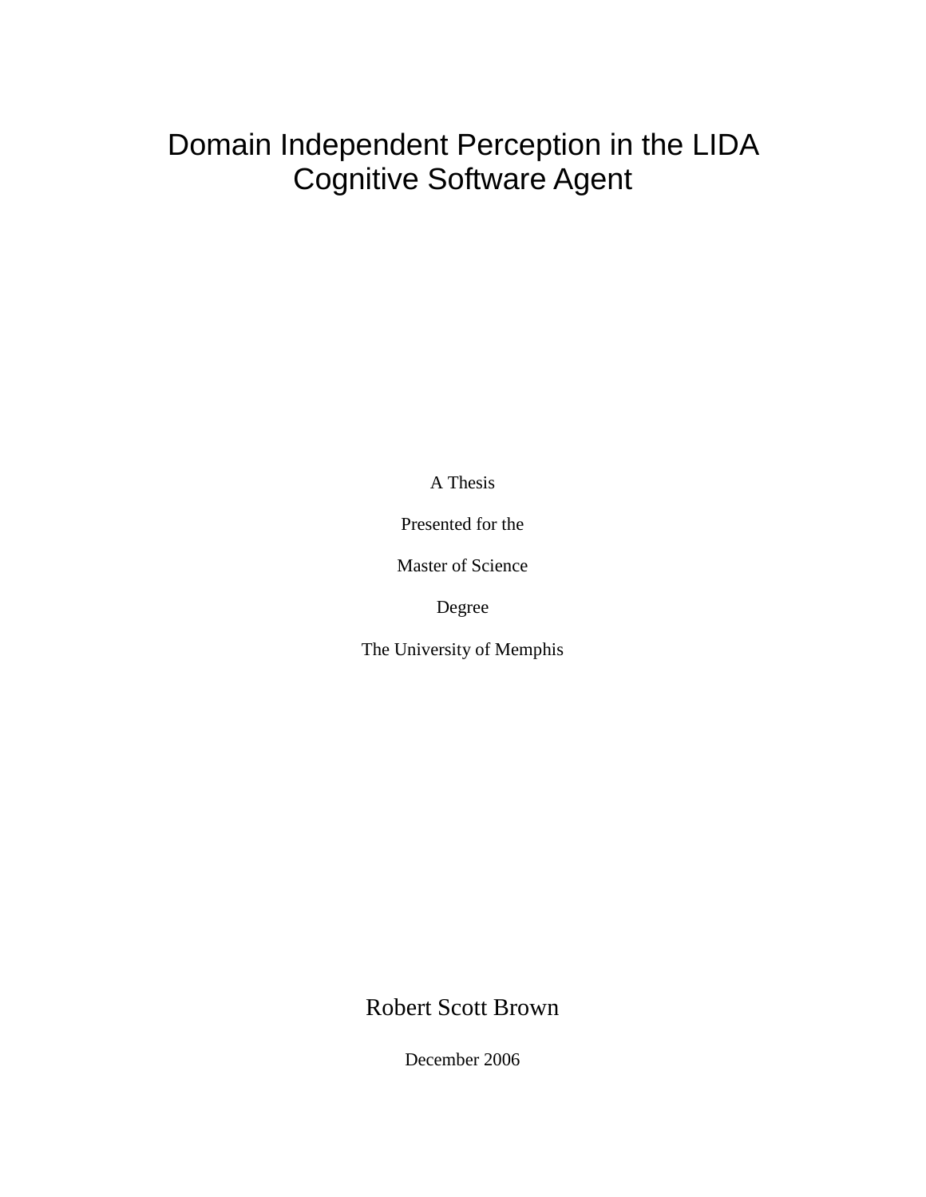# Domain Independent Perception in the LIDA Cognitive Software Agent

A Thesis

Presented for the

Master of Science

Degree

The University of Memphis

Robert Scott Brown

December 2006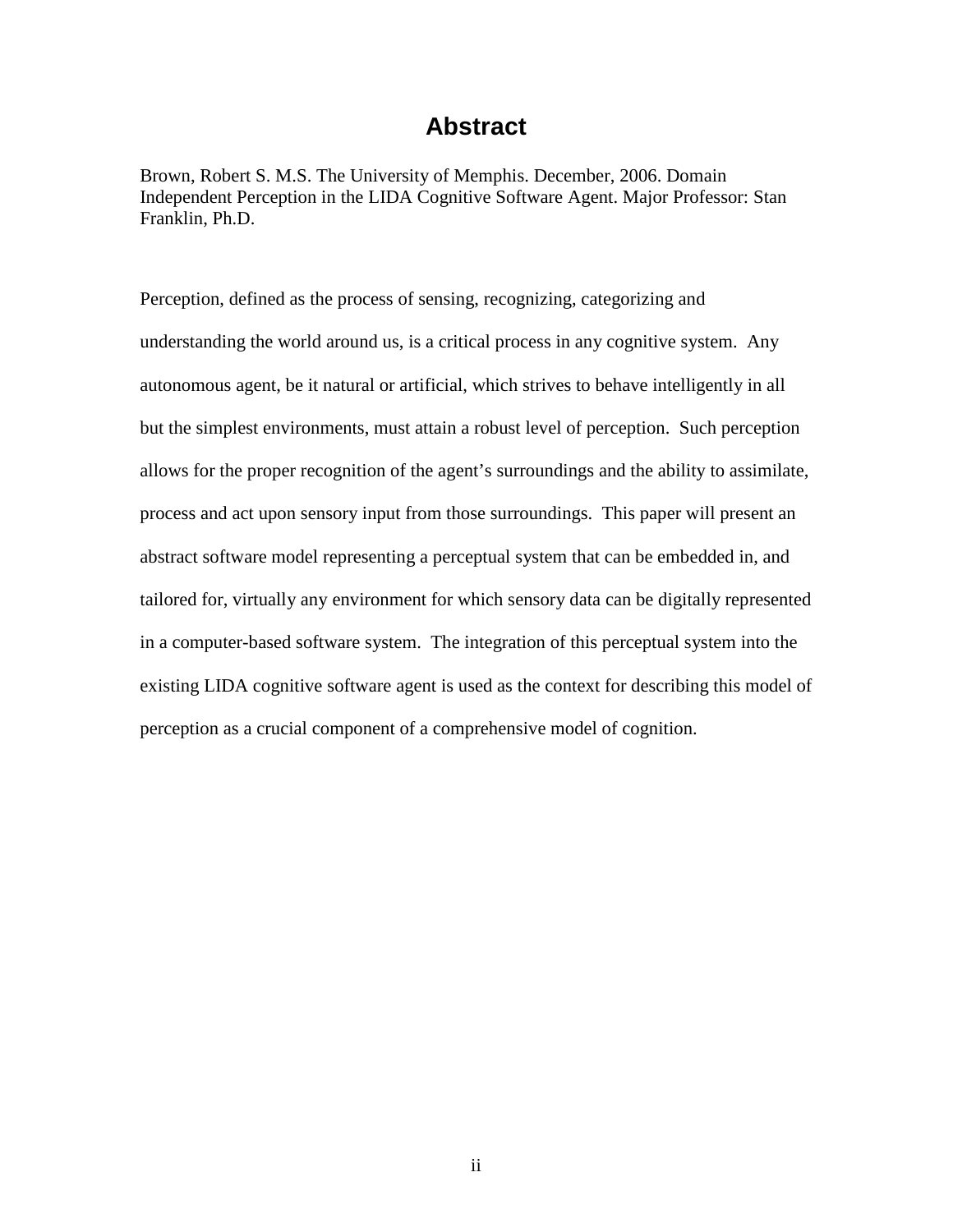# Abstract

Brown, Robert S. M.S. The University of Memphis. December, 2006. Domain Independent Perception in the LIDA Cognitive Software Agent. Major Professor: Stan Franklin, Ph.D.

Perception, defined as the process of sensing, recognizing, categorizing and understanding the world around us, is a critical process in any cognitive system. Any autonomous agent, be it natural or artificial, which strives to behave intelligently in all but the simplest environments, must attain a robust level of perception. Such perception allows for the proper recognition of the agent's surroundings and the ability to assimilate, process and act upon sensory input from those surroundings. This paper will present an abstract software model representing a perceptual system that can be embedded in, and tailored for, virtually any environment for which sensory data can be digitally represented in a computer-based software system. The integration of this perceptual system into the existing LIDA cognitive software agent is used as the context for describing this model of perception as a crucial component of a comprehensive model of cognition.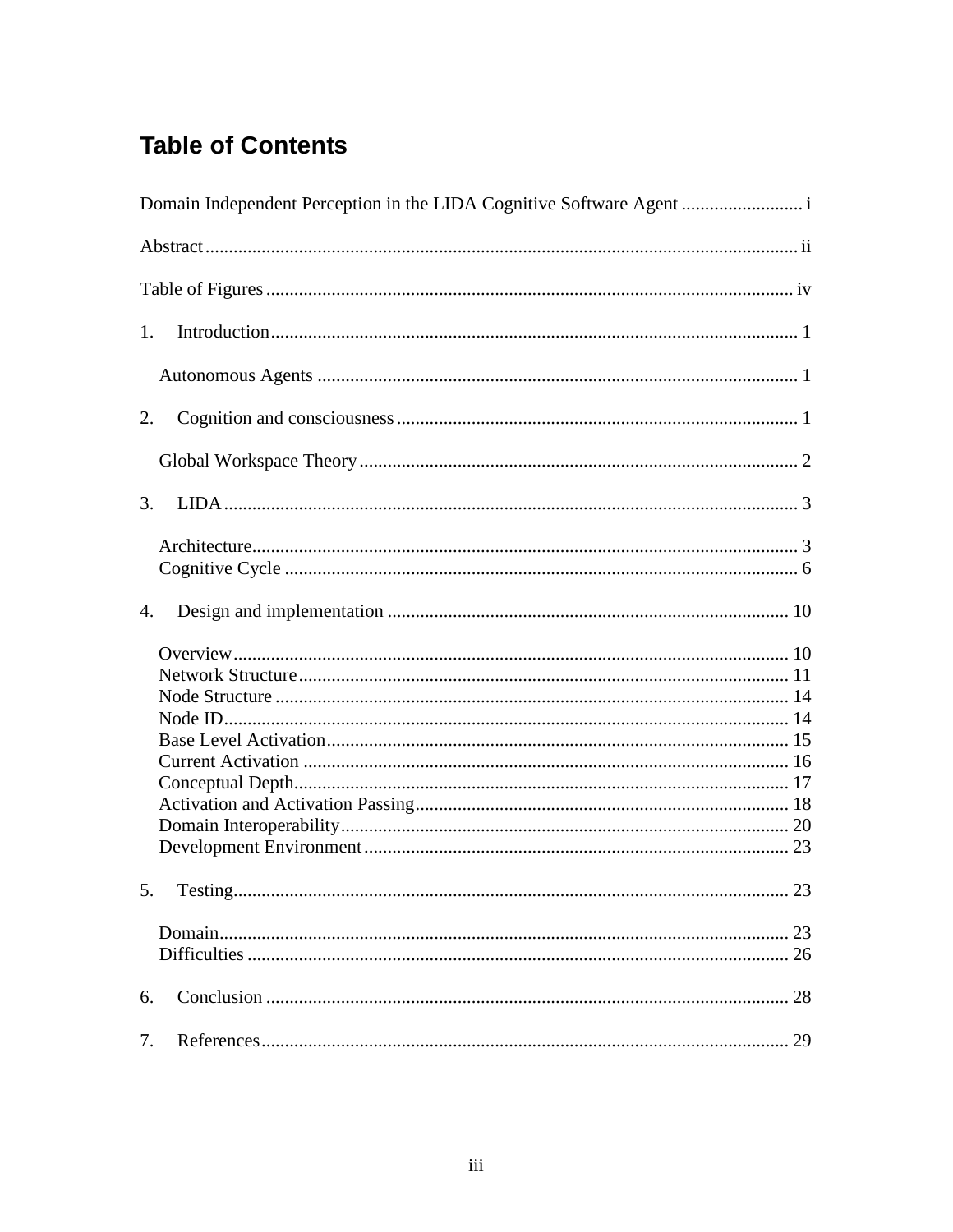# Table of Contents

Domain Independent Perception in the LIDA Cognitive Software Agent .......................... i

Abstract .............................................................................................................. ii

Table of Figures ................................................................................................ iv

1. Introduction ................................................................................................ 1

   Autonomous Agents ...................................................................................... 1

2. Cognition and consciousness ..................................................................... 1

   Global Workspace Theory ............................................................................. 2

3. LIDA ........................................................................................................... 3

   Architecture .................................................................................................... 3
   Cognitive Cycle ............................................................................................. 6

4. Design and implementation ..................................................................... 10

   Overview ...................................................................................................... 10
   Network Structure ........................................................................................ 11
   Node Structure ............................................................................................. 14
   Node ID ........................................................................................................ 14
   Base Level Activation .................................................................................. 15
   Current Activation ....................................................................................... 16
   Conceptual Depth ......................................................................................... 17
   Activation and Activation Passing ............................................................... 18
   Domain Interoperability ............................................................................... 20
   Development Environment .......................................................................... 23

5. Testing ...................................................................................................... 23

   Domain ......................................................................................................... 23
   Difficulties ................................................................................................... 26

6. Conclusion ............................................................................................... 28

7. References ................................................................................................ 29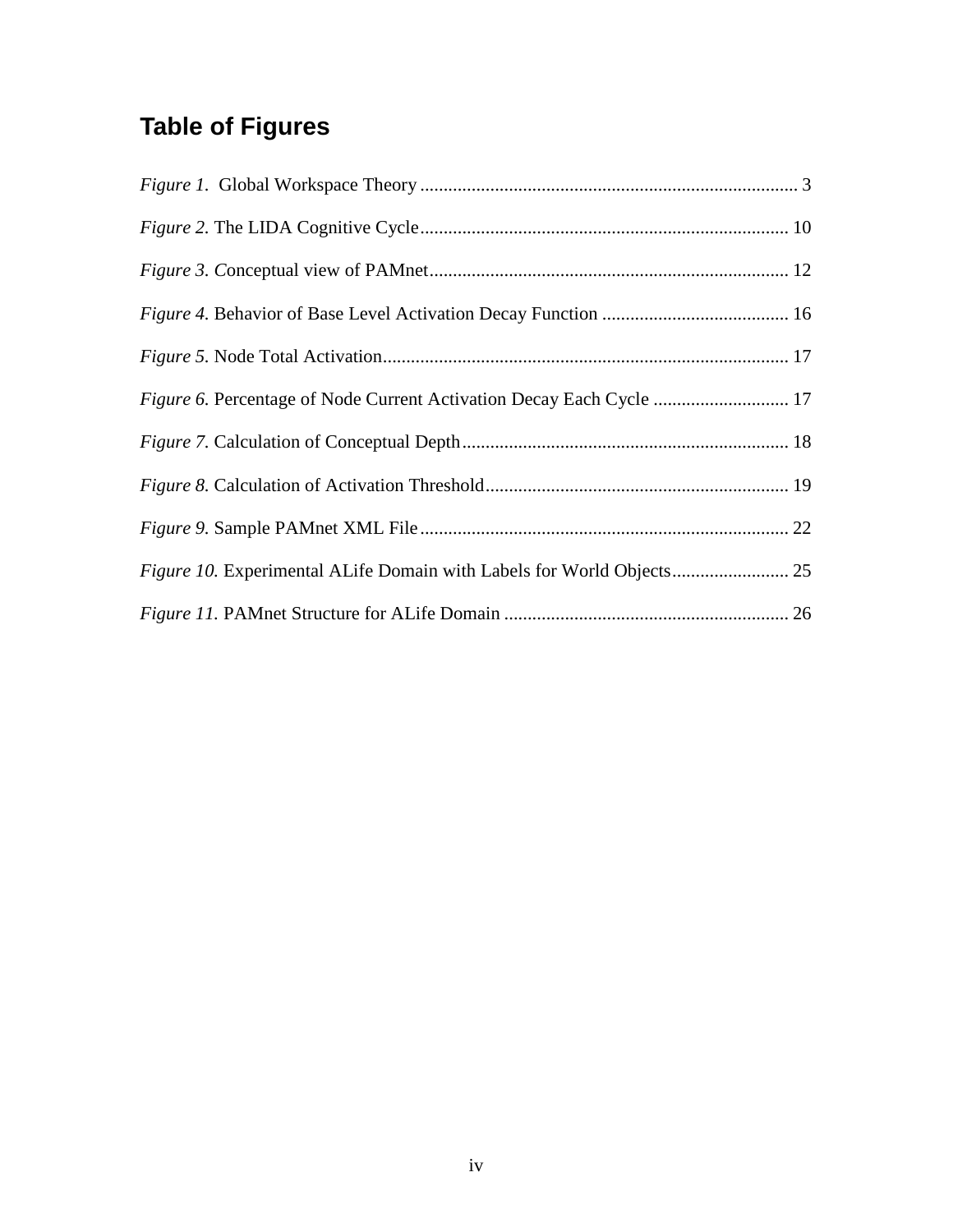# Table of Figures

*Figure 1.* Global Workspace Theory ................................................................................ 3

*Figure 2.* The LIDA Cognitive Cycle .............................................................................. 10

*Figure 3. C*onceptual view of PAMnet ............................................................................ 12

*Figure 4.* Behavior of Base Level Activation Decay Function ........................................ 16

*Figure 5.* Node Total Activation ...................................................................................... 17

*Figure 6.* Percentage of Node Current Activation Decay Each Cycle ............................. 17

*Figure 7.* Calculation of Conceptual Depth ..................................................................... 18

*Figure 8.* Calculation of Activation Threshold ................................................................ 19

*Figure 9.* Sample PAMnet XML File .............................................................................. 22

*Figure 10.* Experimental ALife Domain with Labels for World Objects ......................... 25

*Figure 11.* PAMnet Structure for ALife Domain ............................................................. 26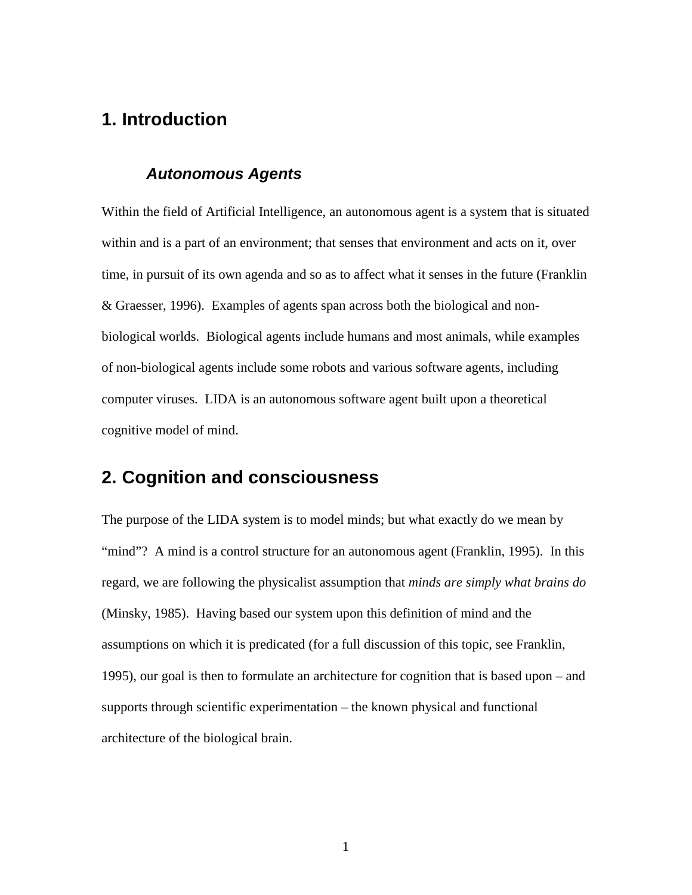# 1. Introduction

### *Autonomous Agents*

Within the field of Artificial Intelligence, an autonomous agent is a system that is situated within and is a part of an environment; that senses that environment and acts on it, over time, in pursuit of its own agenda and so as to affect what it senses in the future (Franklin & Graesser, 1996). Examples of agents span across both the biological and non-biological worlds. Biological agents include humans and most animals, while examples of non-biological agents include some robots and various software agents, including computer viruses. LIDA is an autonomous software agent built upon a theoretical cognitive model of mind.

# 2. Cognition and consciousness

The purpose of the LIDA system is to model minds; but what exactly do we mean by "mind"? A mind is a control structure for an autonomous agent (Franklin, 1995). In this regard, we are following the physicalist assumption that *minds are simply what brains do* (Minsky, 1985). Having based our system upon this definition of mind and the assumptions on which it is predicated (for a full discussion of this topic, see Franklin, 1995), our goal is then to formulate an architecture for cognition that is based upon – and supports through scientific experimentation – the known physical and functional architecture of the biological brain.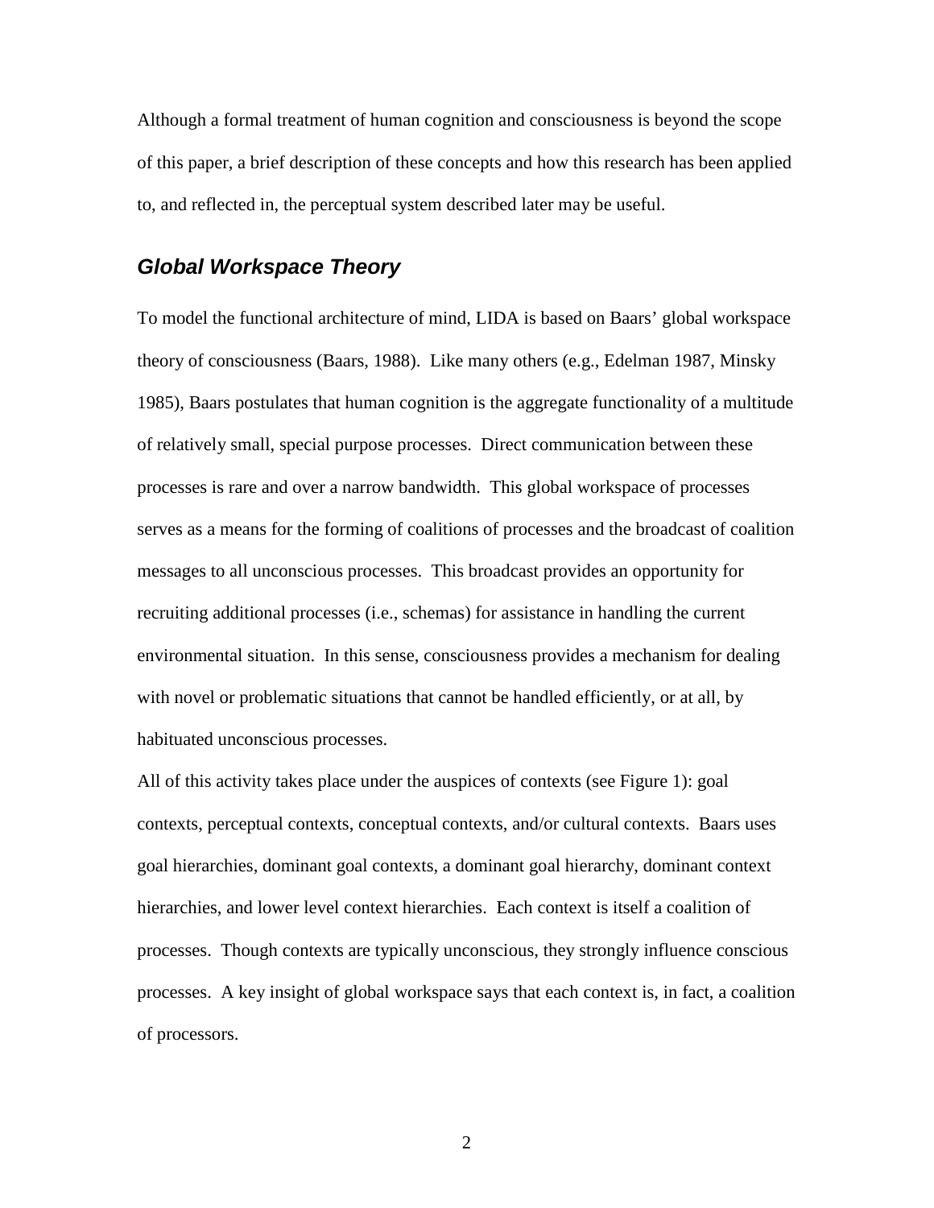Although a formal treatment of human cognition and consciousness is beyond the scope of this paper, a brief description of these concepts and how this research has been applied to, and reflected in, the perceptual system described later may be useful.

## *Global Workspace Theory*

To model the functional architecture of mind, LIDA is based on Baars' global workspace theory of consciousness (Baars, 1988). Like many others (e.g., Edelman 1987, Minsky 1985), Baars postulates that human cognition is the aggregate functionality of a multitude of relatively small, special purpose processes. Direct communication between these processes is rare and over a narrow bandwidth. This global workspace of processes serves as a means for the forming of coalitions of processes and the broadcast of coalition messages to all unconscious processes. This broadcast provides an opportunity for recruiting additional processes (i.e., schemas) for assistance in handling the current environmental situation. In this sense, consciousness provides a mechanism for dealing with novel or problematic situations that cannot be handled efficiently, or at all, by habituated unconscious processes.

All of this activity takes place under the auspices of contexts (see Figure 1): goal contexts, perceptual contexts, conceptual contexts, and/or cultural contexts. Baars uses goal hierarchies, dominant goal contexts, a dominant goal hierarchy, dominant context hierarchies, and lower level context hierarchies. Each context is itself a coalition of processes. Though contexts are typically unconscious, they strongly influence conscious processes. A key insight of global workspace says that each context is, in fact, a coalition of processors.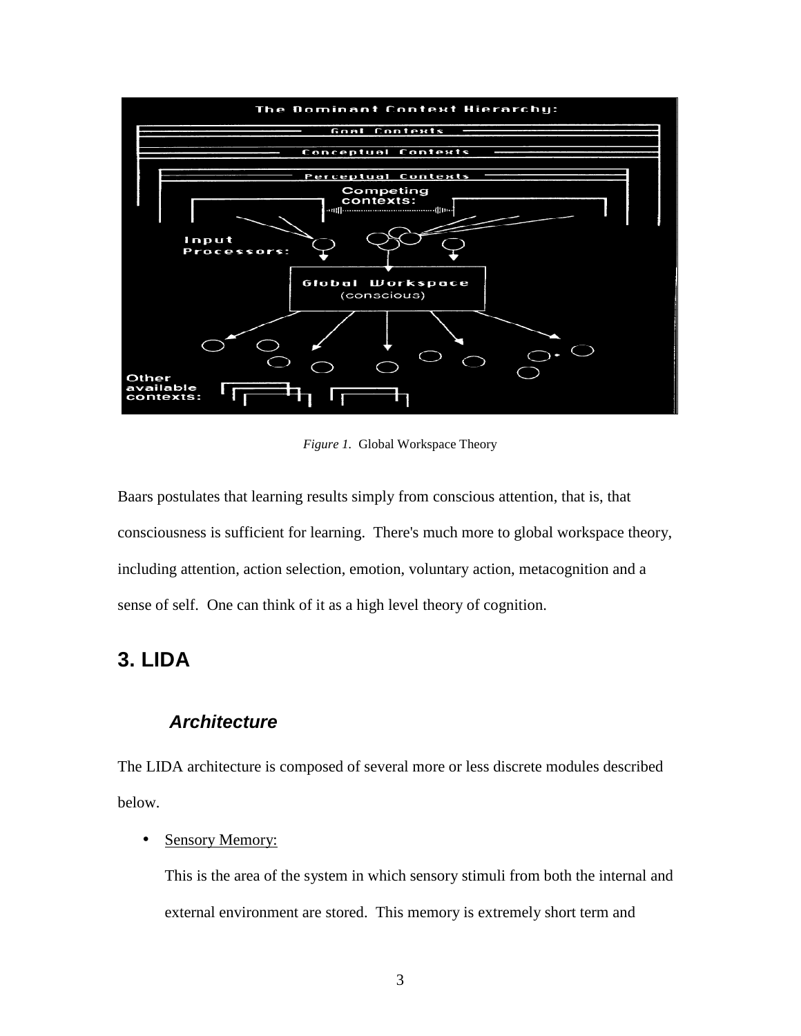*Figure 1.* Global Workspace Theory

Baars postulates that learning results simply from conscious attention, that is, that consciousness is sufficient for learning. There's much more to global workspace theory, including attention, action selection, emotion, voluntary action, metacognition and a sense of self. One can think of it as a high level theory of cognition.

## 3. LIDA

### *Architecture*

The LIDA architecture is composed of several more or less discrete modules described below.

- Sensory Memory:

  This is the area of the system in which sensory stimuli from both the internal and external environment are stored. This memory is extremely short term and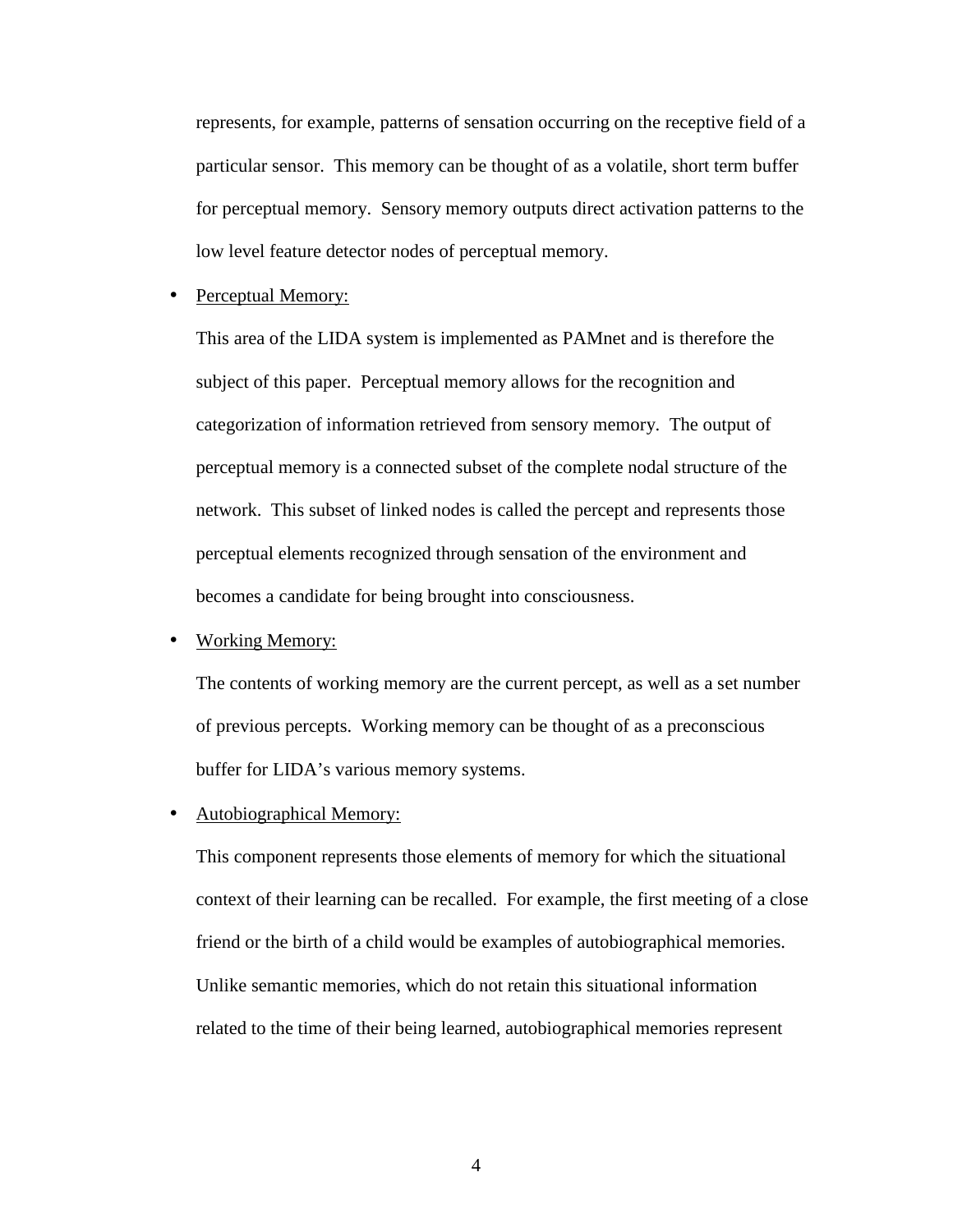represents, for example, patterns of sensation occurring on the receptive field of a particular sensor. This memory can be thought of as a volatile, short term buffer for perceptual memory. Sensory memory outputs direct activation patterns to the low level feature detector nodes of perceptual memory.

- <u>Perceptual Memory:</u>

  This area of the LIDA system is implemented as PAMnet and is therefore the subject of this paper. Perceptual memory allows for the recognition and categorization of information retrieved from sensory memory. The output of perceptual memory is a connected subset of the complete nodal structure of the network. This subset of linked nodes is called the percept and represents those perceptual elements recognized through sensation of the environment and becomes a candidate for being brought into consciousness.

- <u>Working Memory:</u>

  The contents of working memory are the current percept, as well as a set number of previous percepts. Working memory can be thought of as a preconscious buffer for LIDA's various memory systems.

- <u>Autobiographical Memory:</u>

  This component represents those elements of memory for which the situational context of their learning can be recalled. For example, the first meeting of a close friend or the birth of a child would be examples of autobiographical memories. Unlike semantic memories, which do not retain this situational information related to the time of their being learned, autobiographical memories represent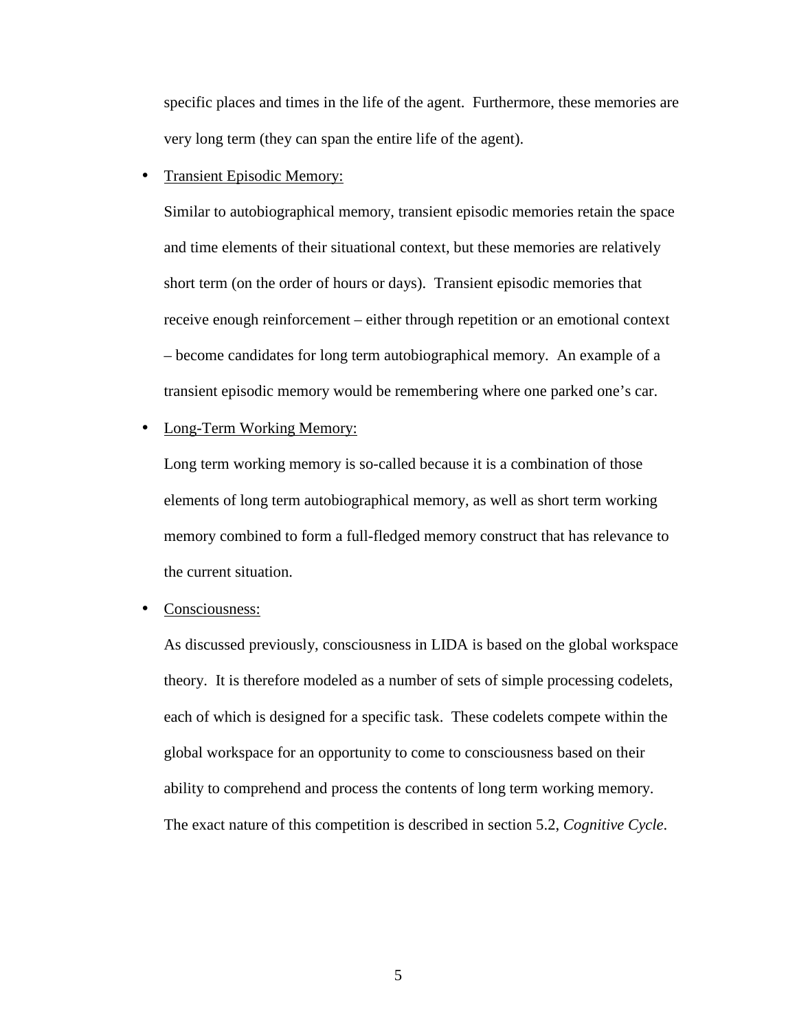specific places and times in the life of the agent. Furthermore, these memories are very long term (they can span the entire life of the agent).

- Transient Episodic Memory:

  Similar to autobiographical memory, transient episodic memories retain the space and time elements of their situational context, but these memories are relatively short term (on the order of hours or days). Transient episodic memories that receive enough reinforcement – either through repetition or an emotional context – become candidates for long term autobiographical memory. An example of a transient episodic memory would be remembering where one parked one's car.

- Long-Term Working Memory:

  Long term working memory is so-called because it is a combination of those elements of long term autobiographical memory, as well as short term working memory combined to form a full-fledged memory construct that has relevance to the current situation.

- Consciousness:

  As discussed previously, consciousness in LIDA is based on the global workspace theory. It is therefore modeled as a number of sets of simple processing codelets, each of which is designed for a specific task. These codelets compete within the global workspace for an opportunity to come to consciousness based on their ability to comprehend and process the contents of long term working memory. The exact nature of this competition is described in section 5.2, *Cognitive Cycle*.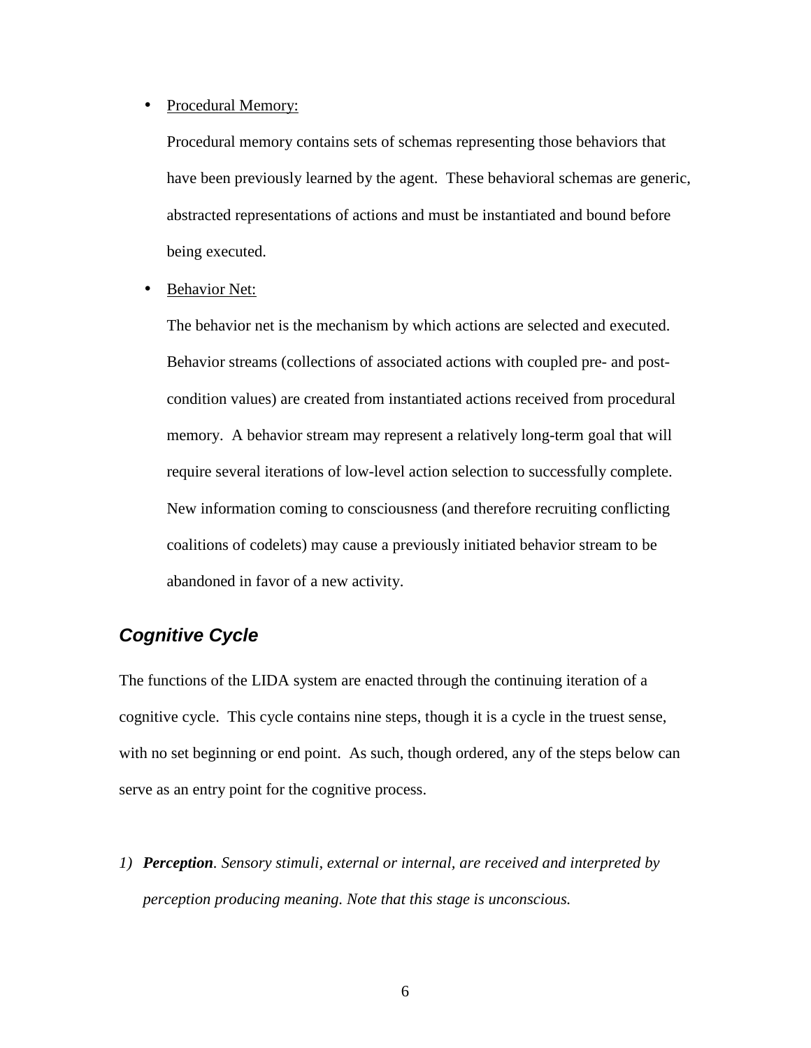- Procedural Memory:

  Procedural memory contains sets of schemas representing those behaviors that have been previously learned by the agent. These behavioral schemas are generic, abstracted representations of actions and must be instantiated and bound before being executed.

- Behavior Net:

  The behavior net is the mechanism by which actions are selected and executed. Behavior streams (collections of associated actions with coupled pre- and post-condition values) are created from instantiated actions received from procedural memory. A behavior stream may represent a relatively long-term goal that will require several iterations of low-level action selection to successfully complete. New information coming to consciousness (and therefore recruiting conflicting coalitions of codelets) may cause a previously initiated behavior stream to be abandoned in favor of a new activity.

## *Cognitive Cycle*

The functions of the LIDA system are enacted through the continuing iteration of a cognitive cycle. This cycle contains nine steps, though it is a cycle in the truest sense, with no set beginning or end point. As such, though ordered, any of the steps below can serve as an entry point for the cognitive process.

1) ***Perception****. Sensory stimuli, external or internal, are received and interpreted by perception producing meaning. Note that this stage is unconscious.*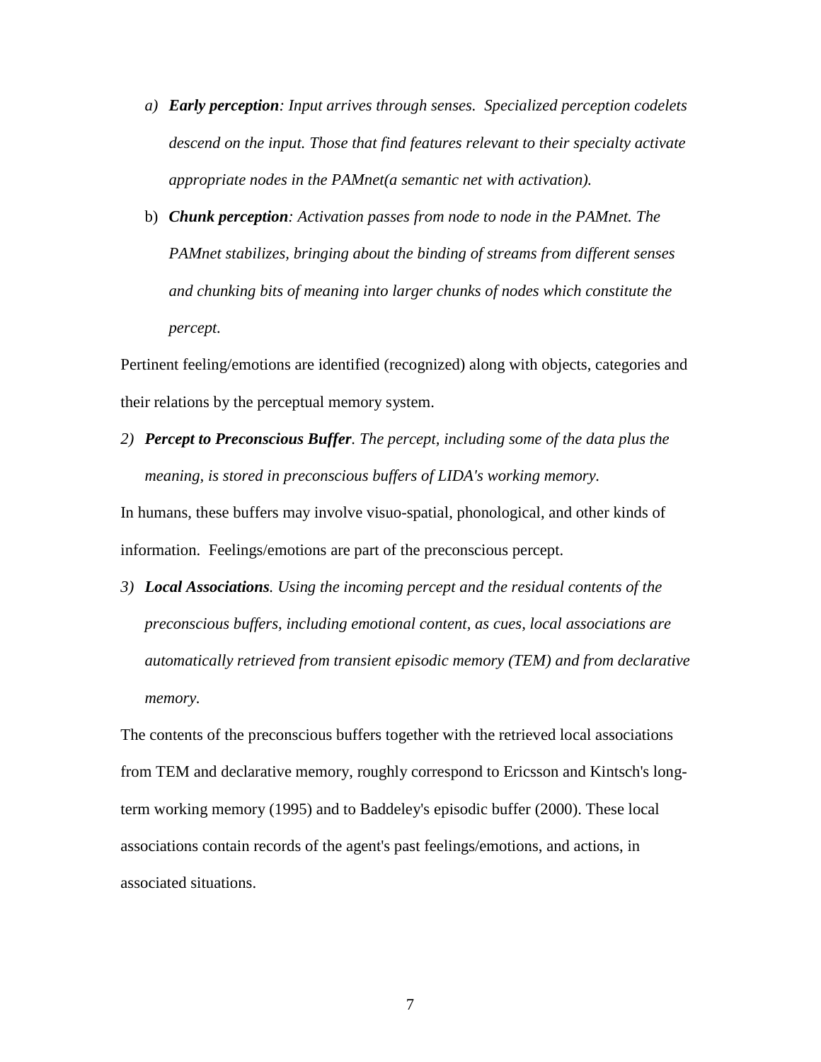a) ***Early perception**: Input arrives through senses. Specialized perception codelets descend on the input. Those that find features relevant to their specialty activate appropriate nodes in the PAMnet(a semantic net with activation).*

b) ***Chunk perception**: Activation passes from node to node in the PAMnet. The PAMnet stabilizes, bringing about the binding of streams from different senses and chunking bits of meaning into larger chunks of nodes which constitute the percept.*

Pertinent feeling/emotions are identified (recognized) along with objects, categories and their relations by the perceptual memory system.

2) ***Percept to Preconscious Buffer**. The percept, including some of the data plus the meaning, is stored in preconscious buffers of LIDA's working memory.*

In humans, these buffers may involve visuo-spatial, phonological, and other kinds of information. Feelings/emotions are part of the preconscious percept.

3) ***Local Associations**. Using the incoming percept and the residual contents of the preconscious buffers, including emotional content, as cues, local associations are automatically retrieved from transient episodic memory (TEM) and from declarative memory.*

The contents of the preconscious buffers together with the retrieved local associations from TEM and declarative memory, roughly correspond to Ericsson and Kintsch's long-term working memory (1995) and to Baddeley's episodic buffer (2000). These local associations contain records of the agent's past feelings/emotions, and actions, in associated situations.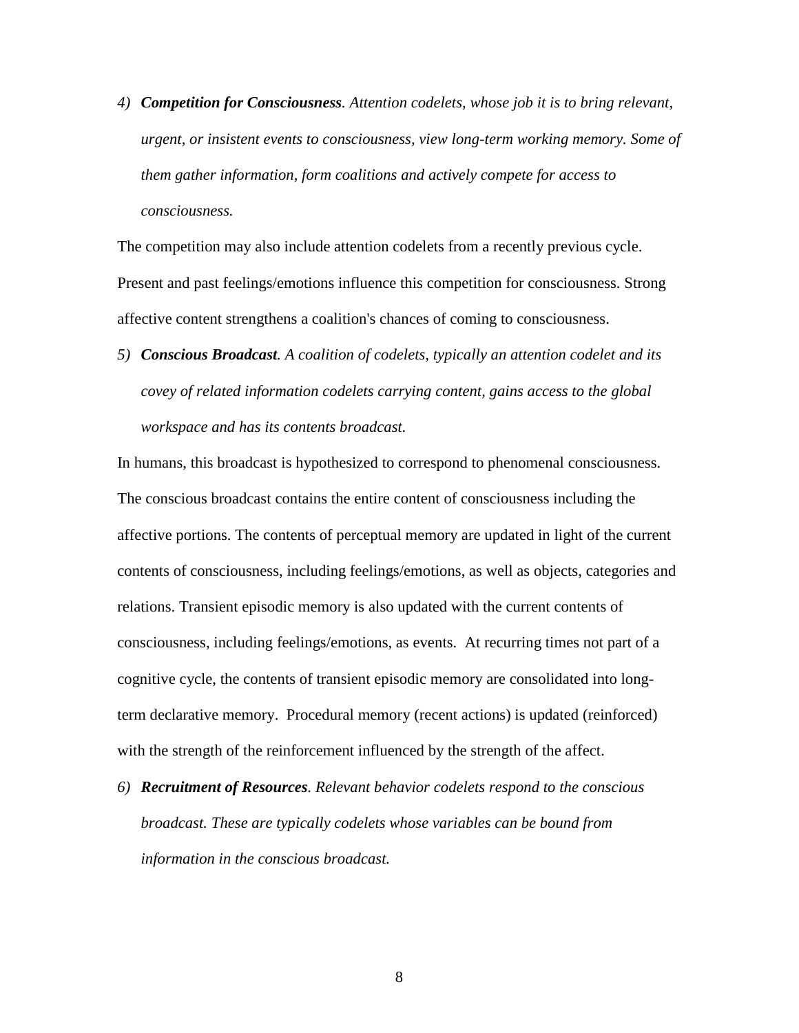4) ***Competition for Consciousness****. Attention codelets, whose job it is to bring relevant, urgent, or insistent events to consciousness, view long-term working memory. Some of them gather information, form coalitions and actively compete for access to consciousness.*

The competition may also include attention codelets from a recently previous cycle. Present and past feelings/emotions influence this competition for consciousness. Strong affective content strengthens a coalition's chances of coming to consciousness.

5) ***Conscious Broadcast****. A coalition of codelets, typically an attention codelet and its covey of related information codelets carrying content, gains access to the global workspace and has its contents broadcast.*

In humans, this broadcast is hypothesized to correspond to phenomenal consciousness. The conscious broadcast contains the entire content of consciousness including the affective portions. The contents of perceptual memory are updated in light of the current contents of consciousness, including feelings/emotions, as well as objects, categories and relations. Transient episodic memory is also updated with the current contents of consciousness, including feelings/emotions, as events. At recurring times not part of a cognitive cycle, the contents of transient episodic memory are consolidated into long-term declarative memory. Procedural memory (recent actions) is updated (reinforced) with the strength of the reinforcement influenced by the strength of the affect.

6) ***Recruitment of Resources****. Relevant behavior codelets respond to the conscious broadcast. These are typically codelets whose variables can be bound from information in the conscious broadcast.*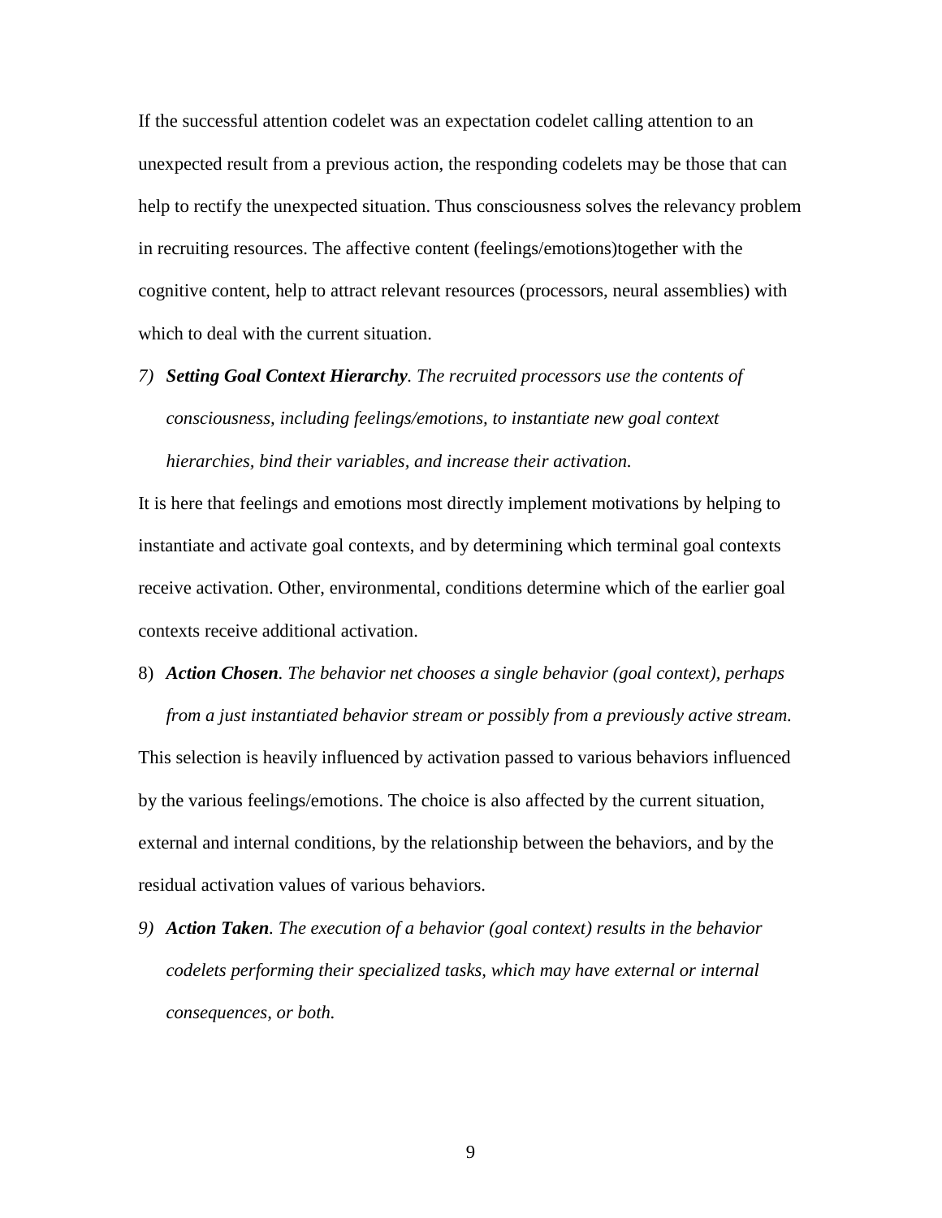If the successful attention codelet was an expectation codelet calling attention to an unexpected result from a previous action, the responding codelets may be those that can help to rectify the unexpected situation. Thus consciousness solves the relevancy problem in recruiting resources. The affective content (feelings/emotions)together with the cognitive content, help to attract relevant resources (processors, neural assemblies) with which to deal with the current situation.

7) ***Setting Goal Context Hierarchy***. *The recruited processors use the contents of consciousness, including feelings/emotions, to instantiate new goal context hierarchies, bind their variables, and increase their activation.*

It is here that feelings and emotions most directly implement motivations by helping to instantiate and activate goal contexts, and by determining which terminal goal contexts receive activation. Other, environmental, conditions determine which of the earlier goal contexts receive additional activation.

8) ***Action Chosen***. *The behavior net chooses a single behavior (goal context), perhaps from a just instantiated behavior stream or possibly from a previously active stream.*

This selection is heavily influenced by activation passed to various behaviors influenced by the various feelings/emotions. The choice is also affected by the current situation, external and internal conditions, by the relationship between the behaviors, and by the residual activation values of various behaviors.

9) ***Action Taken***. *The execution of a behavior (goal context) results in the behavior codelets performing their specialized tasks, which may have external or internal consequences, or both.*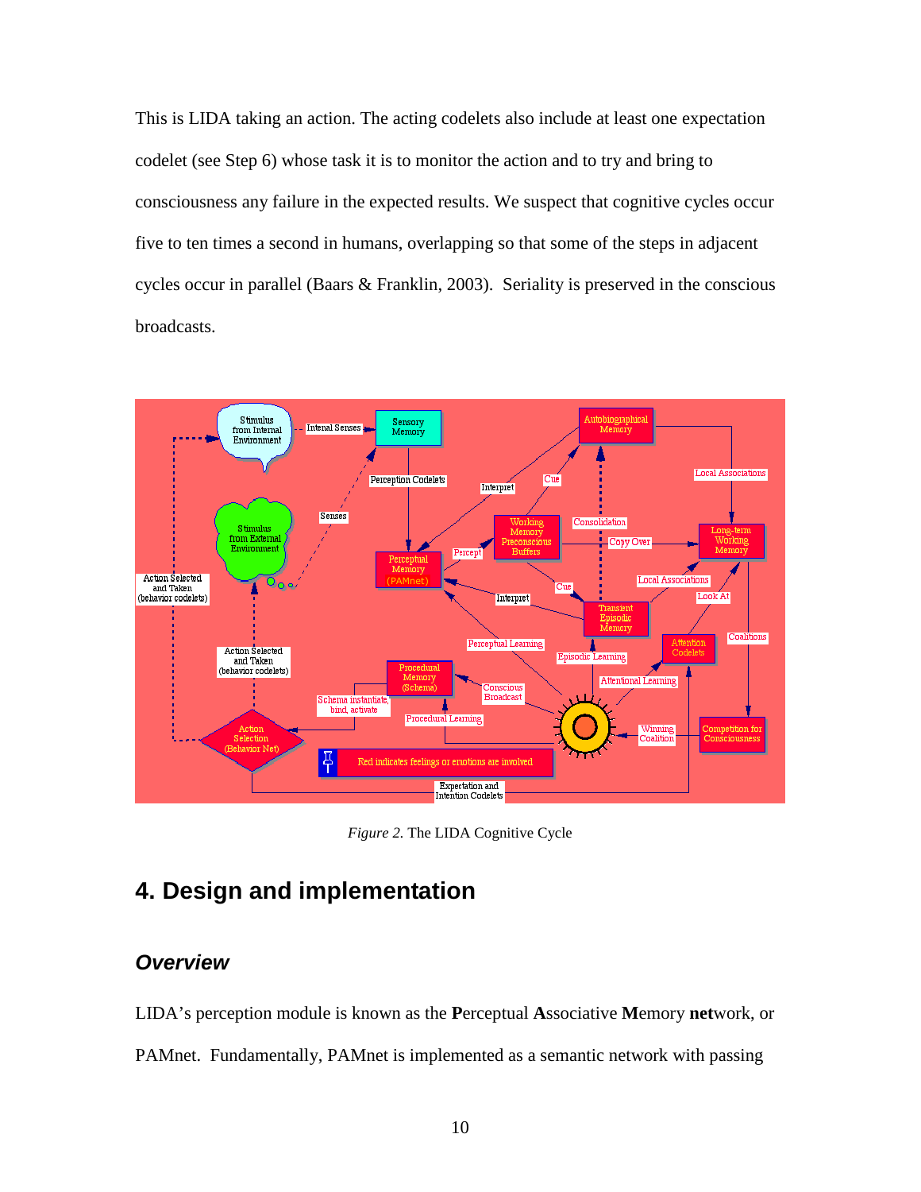This is LIDA taking an action. The acting codelets also include at least one expectation codelet (see Step 6) whose task it is to monitor the action and to try and bring to consciousness any failure in the expected results. We suspect that cognitive cycles occur five to ten times a second in humans, overlapping so that some of the steps in adjacent cycles occur in parallel (Baars & Franklin, 2003). Seriality is preserved in the conscious broadcasts.

*Figure 2.* The LIDA Cognitive Cycle

## 4. Design and implementation

### *Overview*

LIDA's perception module is known as the **P**erceptual **A**ssociative **M**emory **net**work, or PAMnet. Fundamentally, PAMnet is implemented as a semantic network with passing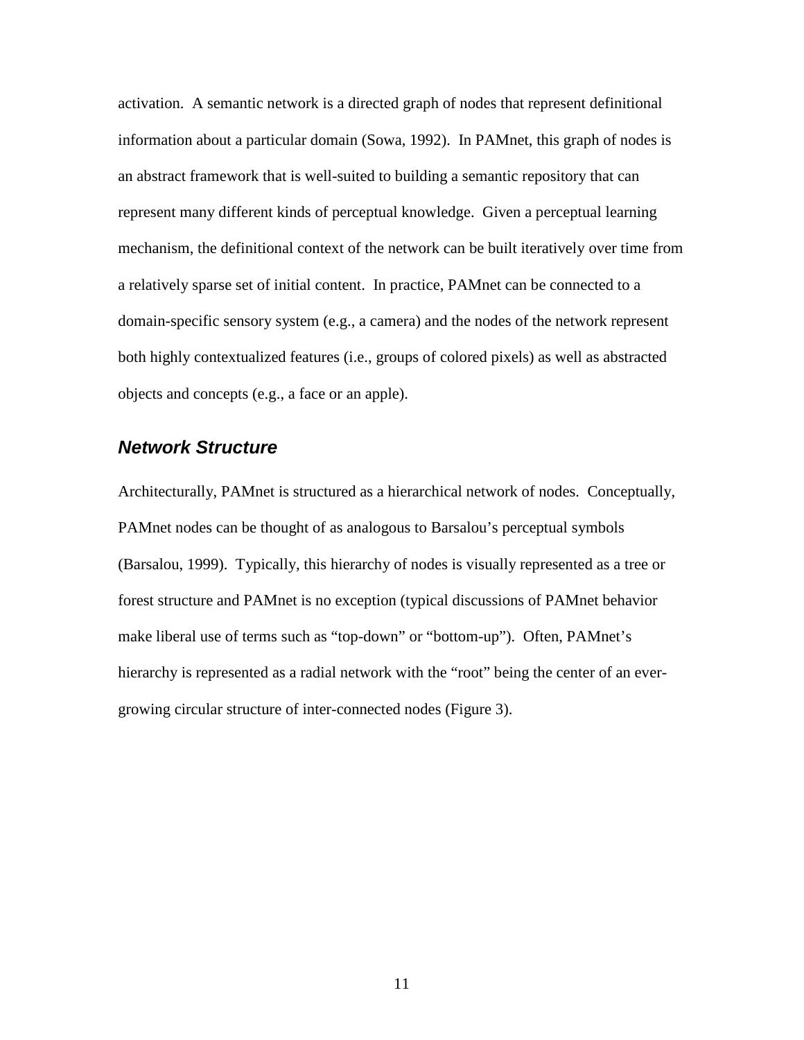activation. A semantic network is a directed graph of nodes that represent definitional information about a particular domain (Sowa, 1992). In PAMnet, this graph of nodes is an abstract framework that is well-suited to building a semantic repository that can represent many different kinds of perceptual knowledge. Given a perceptual learning mechanism, the definitional context of the network can be built iteratively over time from a relatively sparse set of initial content. In practice, PAMnet can be connected to a domain-specific sensory system (e.g., a camera) and the nodes of the network represent both highly contextualized features (i.e., groups of colored pixels) as well as abstracted objects and concepts (e.g., a face or an apple).

## ***Network Structure***

Architecturally, PAMnet is structured as a hierarchical network of nodes. Conceptually, PAMnet nodes can be thought of as analogous to Barsalou's perceptual symbols (Barsalou, 1999). Typically, this hierarchy of nodes is visually represented as a tree or forest structure and PAMnet is no exception (typical discussions of PAMnet behavior make liberal use of terms such as "top-down" or "bottom-up"). Often, PAMnet's hierarchy is represented as a radial network with the "root" being the center of an ever-growing circular structure of inter-connected nodes (Figure 3).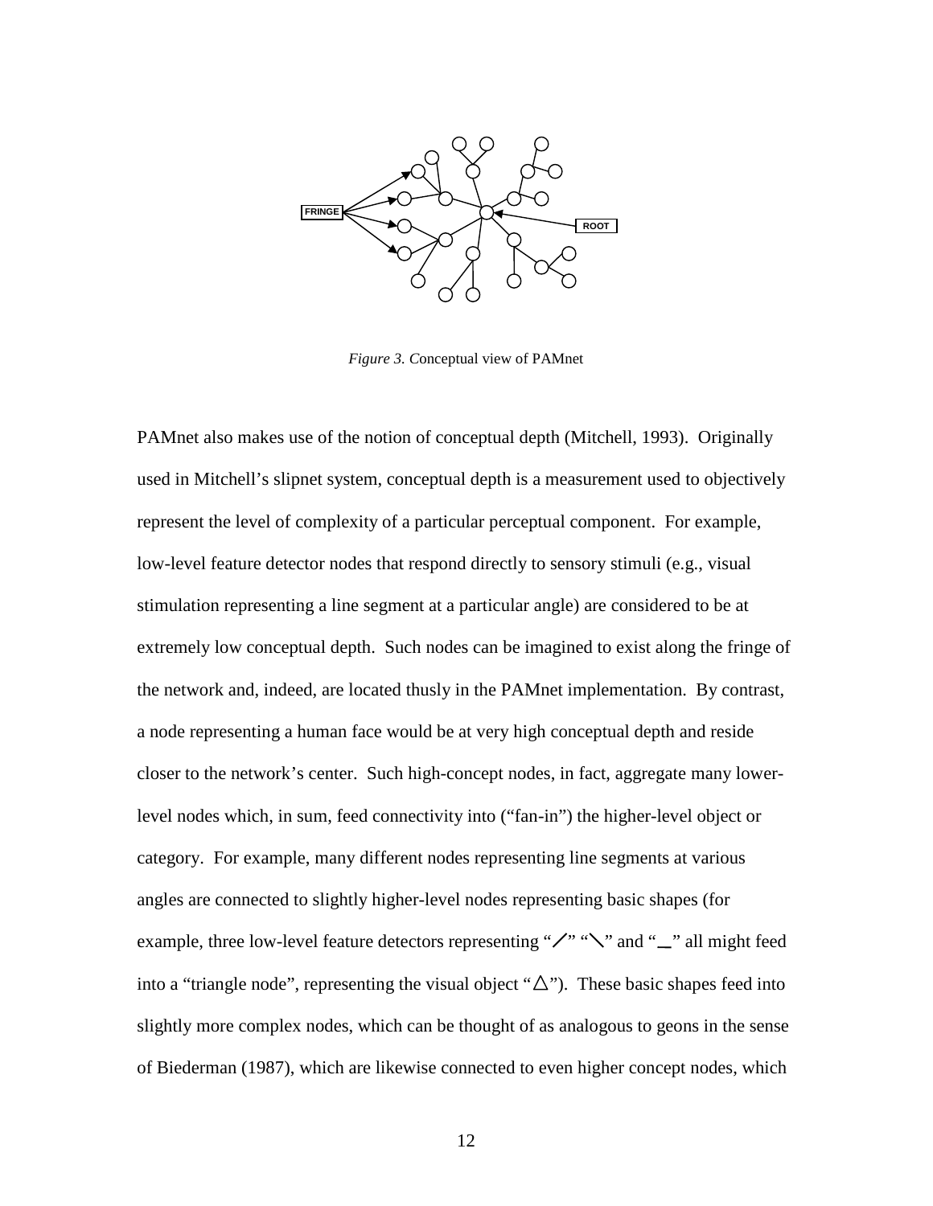*Figure 3. C*onceptual view of PAMnet

PAMnet also makes use of the notion of conceptual depth (Mitchell, 1993). Originally used in Mitchell's slipnet system, conceptual depth is a measurement used to objectively represent the level of complexity of a particular perceptual component. For example, low-level feature detector nodes that respond directly to sensory stimuli (e.g., visual stimulation representing a line segment at a particular angle) are considered to be at extremely low conceptual depth. Such nodes can be imagined to exist along the fringe of the network and, indeed, are located thusly in the PAMnet implementation. By contrast, a node representing a human face would be at very high conceptual depth and reside closer to the network's center. Such high-concept nodes, in fact, aggregate many lower-level nodes which, in sum, feed connectivity into ("fan-in") the higher-level object or category. For example, many different nodes representing line segments at various angles are connected to slightly higher-level nodes representing basic shapes (for example, three low-level feature detectors representing "╱" "╲" and "▁" all might feed into a "triangle node", representing the visual object "△"). These basic shapes feed into slightly more complex nodes, which can be thought of as analogous to geons in the sense of Biederman (1987), which are likewise connected to even higher concept nodes, which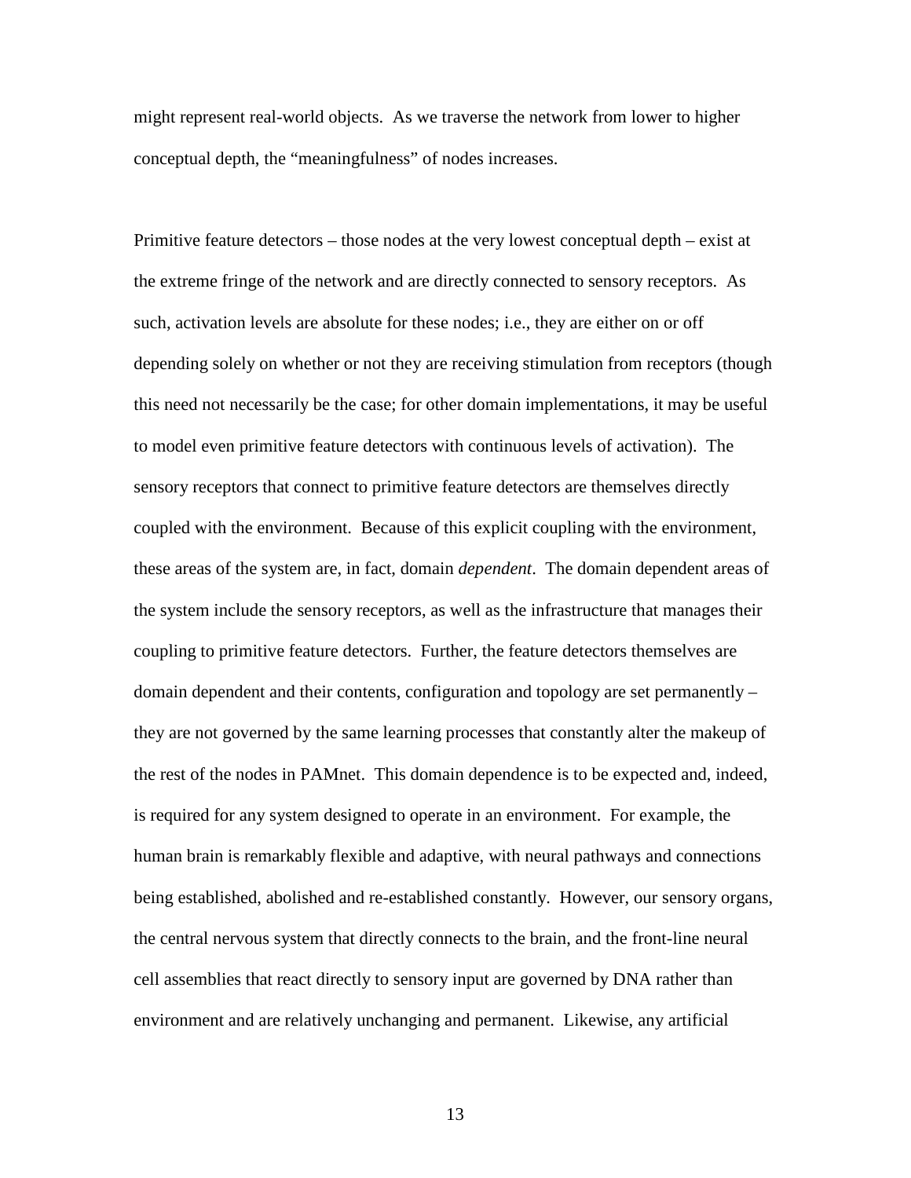might represent real-world objects. As we traverse the network from lower to higher conceptual depth, the "meaningfulness" of nodes increases.

Primitive feature detectors – those nodes at the very lowest conceptual depth – exist at the extreme fringe of the network and are directly connected to sensory receptors. As such, activation levels are absolute for these nodes; i.e., they are either on or off depending solely on whether or not they are receiving stimulation from receptors (though this need not necessarily be the case; for other domain implementations, it may be useful to model even primitive feature detectors with continuous levels of activation). The sensory receptors that connect to primitive feature detectors are themselves directly coupled with the environment. Because of this explicit coupling with the environment, these areas of the system are, in fact, domain *dependent*. The domain dependent areas of the system include the sensory receptors, as well as the infrastructure that manages their coupling to primitive feature detectors. Further, the feature detectors themselves are domain dependent and their contents, configuration and topology are set permanently – they are not governed by the same learning processes that constantly alter the makeup of the rest of the nodes in PAMnet. This domain dependence is to be expected and, indeed, is required for any system designed to operate in an environment. For example, the human brain is remarkably flexible and adaptive, with neural pathways and connections being established, abolished and re-established constantly. However, our sensory organs, the central nervous system that directly connects to the brain, and the front-line neural cell assemblies that react directly to sensory input are governed by DNA rather than environment and are relatively unchanging and permanent. Likewise, any artificial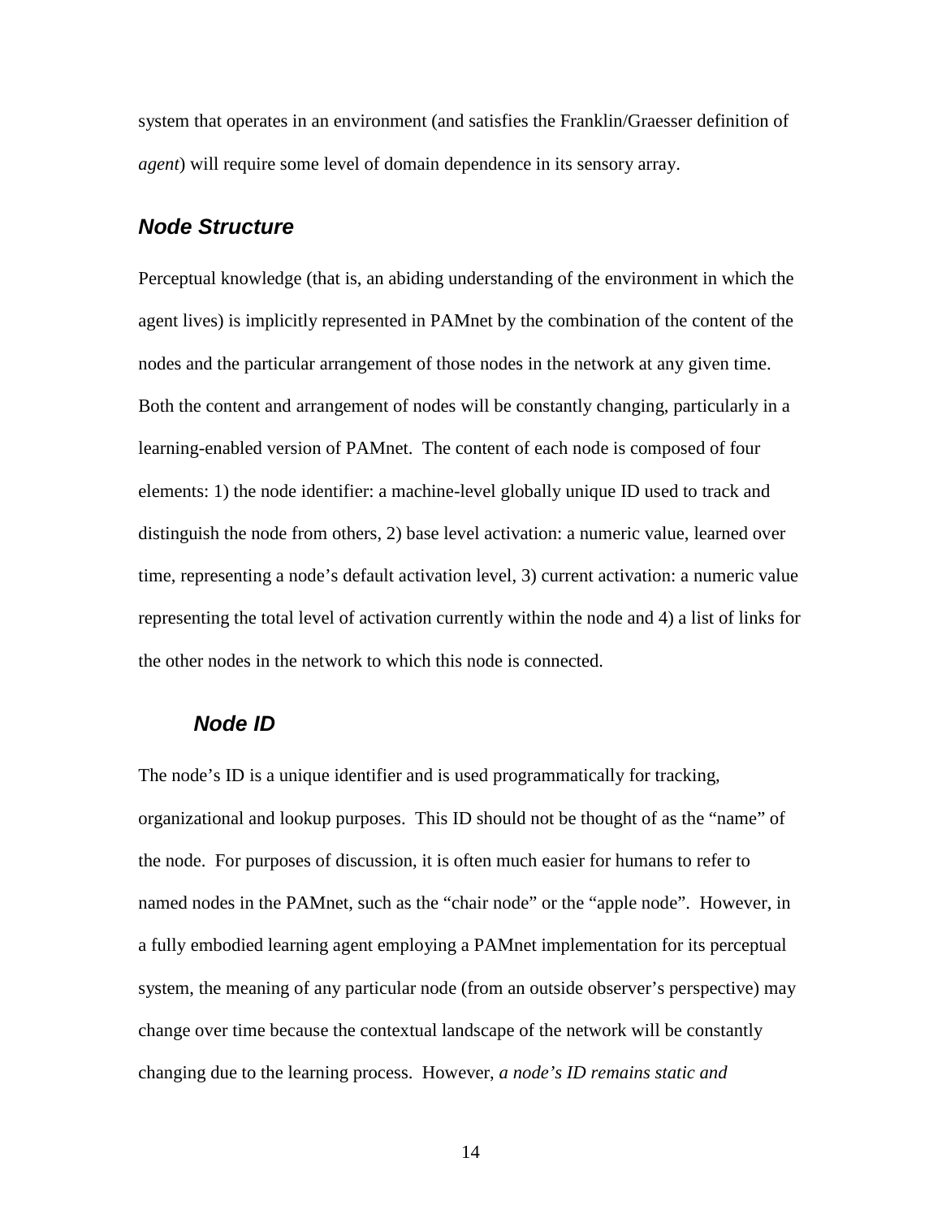system that operates in an environment (and satisfies the Franklin/Graesser definition of *agent*) will require some level of domain dependence in its sensory array.

## Node Structure

Perceptual knowledge (that is, an abiding understanding of the environment in which the agent lives) is implicitly represented in PAMnet by the combination of the content of the nodes and the particular arrangement of those nodes in the network at any given time. Both the content and arrangement of nodes will be constantly changing, particularly in a learning-enabled version of PAMnet. The content of each node is composed of four elements: 1) the node identifier: a machine-level globally unique ID used to track and distinguish the node from others, 2) base level activation: a numeric value, learned over time, representing a node's default activation level, 3) current activation: a numeric value representing the total level of activation currently within the node and 4) a list of links for the other nodes in the network to which this node is connected.

### Node ID

The node's ID is a unique identifier and is used programmatically for tracking, organizational and lookup purposes. This ID should not be thought of as the "name" of the node. For purposes of discussion, it is often much easier for humans to refer to named nodes in the PAMnet, such as the "chair node" or the "apple node". However, in a fully embodied learning agent employing a PAMnet implementation for its perceptual system, the meaning of any particular node (from an outside observer's perspective) may change over time because the contextual landscape of the network will be constantly changing due to the learning process. However, *a node's ID remains static and*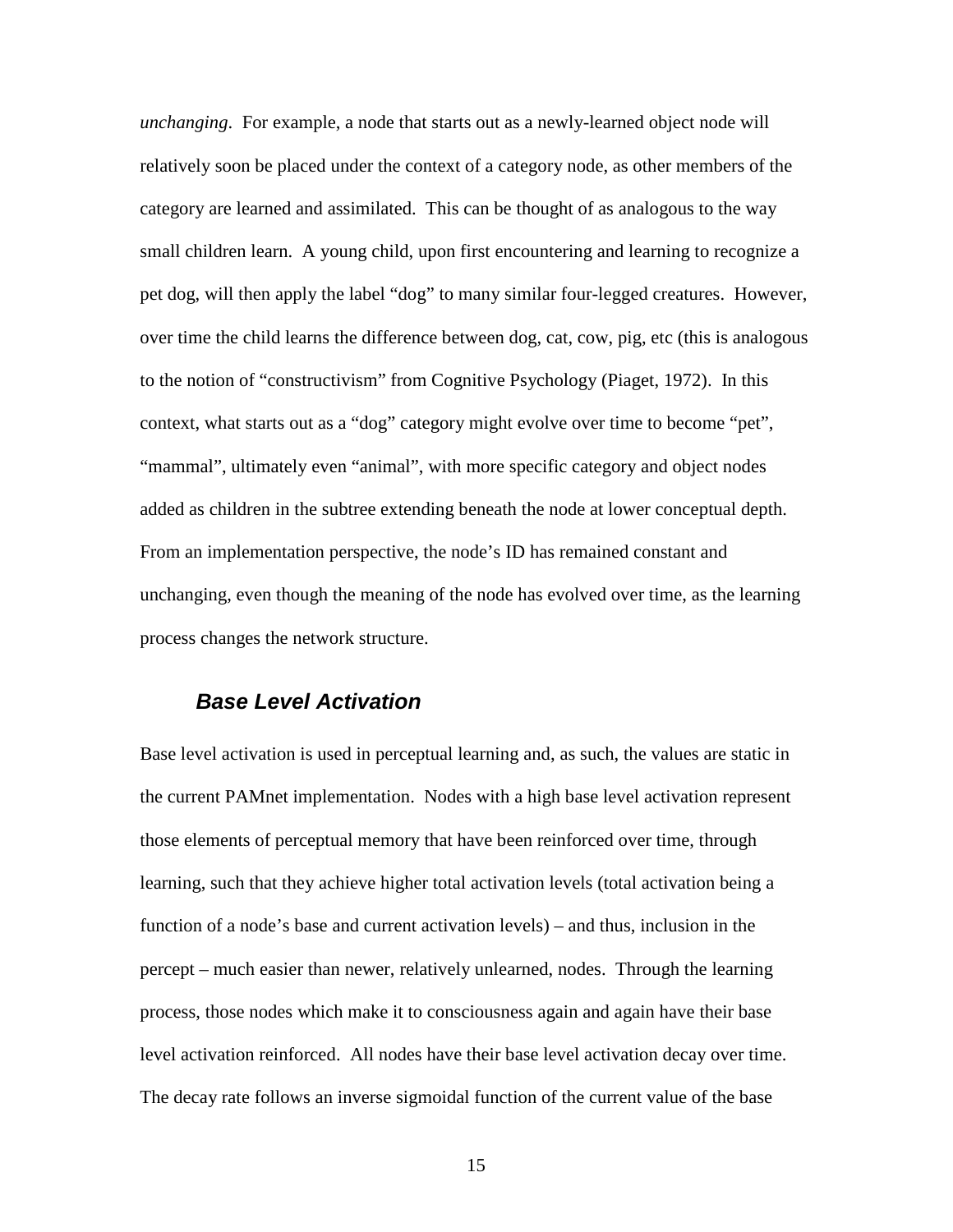*unchanging*. For example, a node that starts out as a newly-learned object node will relatively soon be placed under the context of a category node, as other members of the category are learned and assimilated. This can be thought of as analogous to the way small children learn. A young child, upon first encountering and learning to recognize a pet dog, will then apply the label "dog" to many similar four-legged creatures. However, over time the child learns the difference between dog, cat, cow, pig, etc (this is analogous to the notion of "constructivism" from Cognitive Psychology (Piaget, 1972). In this context, what starts out as a "dog" category might evolve over time to become "pet", "mammal", ultimately even "animal", with more specific category and object nodes added as children in the subtree extending beneath the node at lower conceptual depth. From an implementation perspective, the node's ID has remained constant and unchanging, even though the meaning of the node has evolved over time, as the learning process changes the network structure.

### *Base Level Activation*

Base level activation is used in perceptual learning and, as such, the values are static in the current PAMnet implementation. Nodes with a high base level activation represent those elements of perceptual memory that have been reinforced over time, through learning, such that they achieve higher total activation levels (total activation being a function of a node's base and current activation levels) – and thus, inclusion in the percept – much easier than newer, relatively unlearned, nodes. Through the learning process, those nodes which make it to consciousness again and again have their base level activation reinforced. All nodes have their base level activation decay over time. The decay rate follows an inverse sigmoidal function of the current value of the base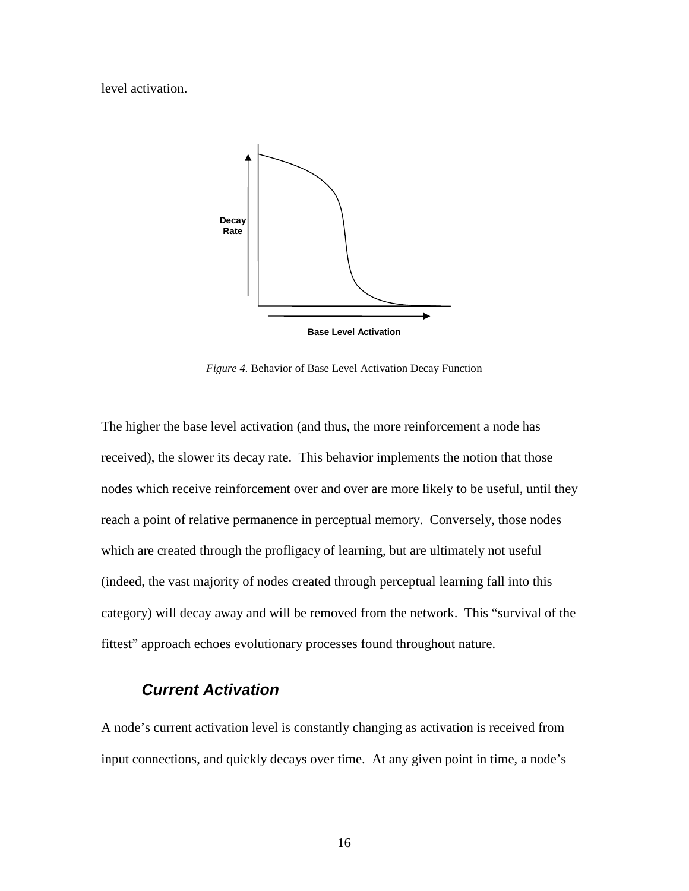level activation.

*Figure 4.* Behavior of Base Level Activation Decay Function

The higher the base level activation (and thus, the more reinforcement a node has received), the slower its decay rate. This behavior implements the notion that those nodes which receive reinforcement over and over are more likely to be useful, until they reach a point of relative permanence in perceptual memory. Conversely, those nodes which are created through the profligacy of learning, but are ultimately not useful (indeed, the vast majority of nodes created through perceptual learning fall into this category) will decay away and will be removed from the network. This "survival of the fittest" approach echoes evolutionary processes found throughout nature.

### *Current Activation*

A node's current activation level is constantly changing as activation is received from input connections, and quickly decays over time. At any given point in time, a node's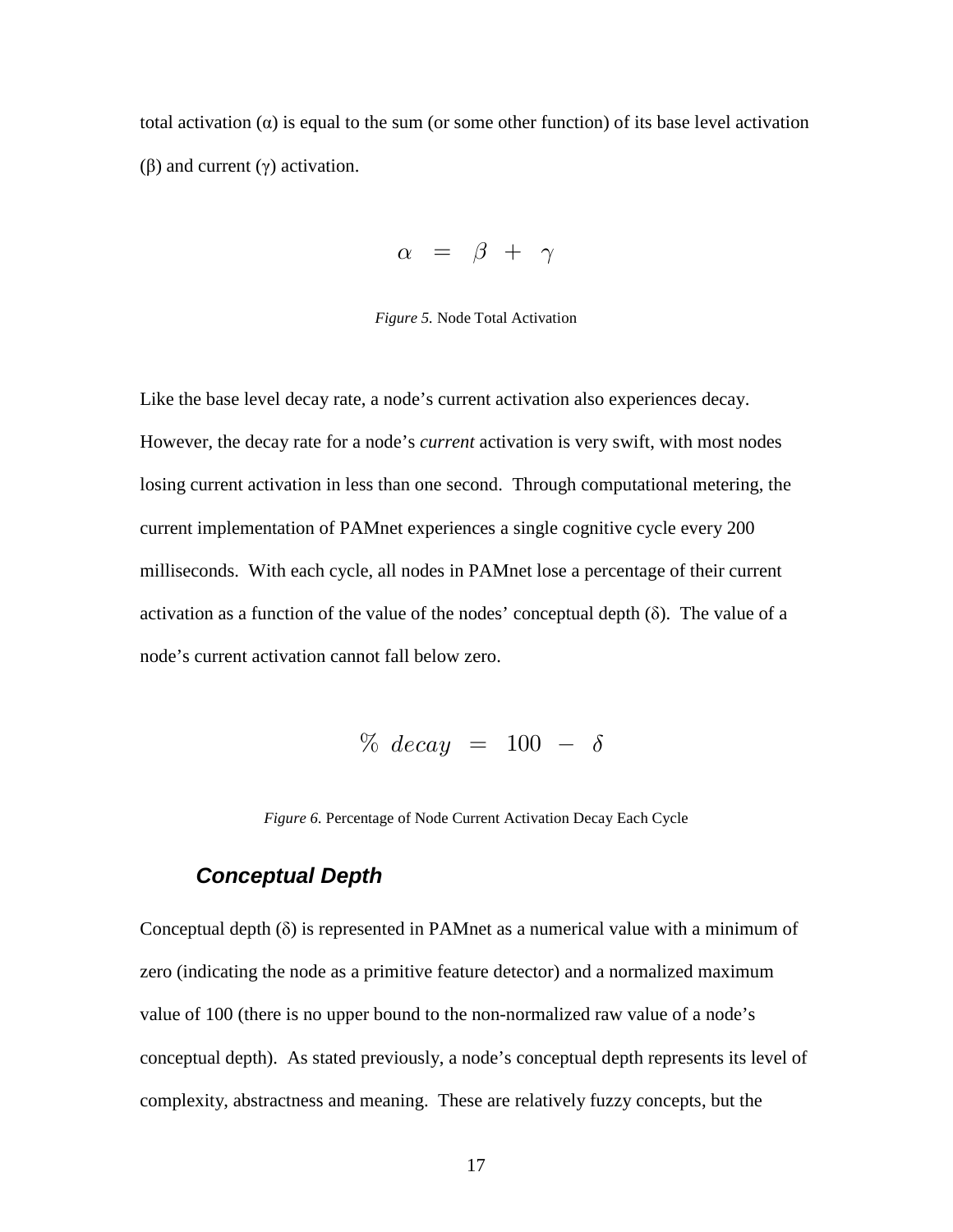total activation ($\alpha$) is equal to the sum (or some other function) of its base level activation ($\beta$) and current ($\gamma$) activation.

$$\alpha = \beta + \gamma$$

*Figure 5.* Node Total Activation

Like the base level decay rate, a node's current activation also experiences decay. However, the decay rate for a node's *current* activation is very swift, with most nodes losing current activation in less than one second. Through computational metering, the current implementation of PAMnet experiences a single cognitive cycle every 200 milliseconds. With each cycle, all nodes in PAMnet lose a percentage of their current activation as a function of the value of the nodes' conceptual depth ($\delta$). The value of a node's current activation cannot fall below zero.

$$\%\ decay = 100 - \delta$$

*Figure 6.* Percentage of Node Current Activation Decay Each Cycle

### *Conceptual Depth*

Conceptual depth ($\delta$) is represented in PAMnet as a numerical value with a minimum of zero (indicating the node as a primitive feature detector) and a normalized maximum value of 100 (there is no upper bound to the non-normalized raw value of a node's conceptual depth). As stated previously, a node's conceptual depth represents its level of complexity, abstractness and meaning. These are relatively fuzzy concepts, but the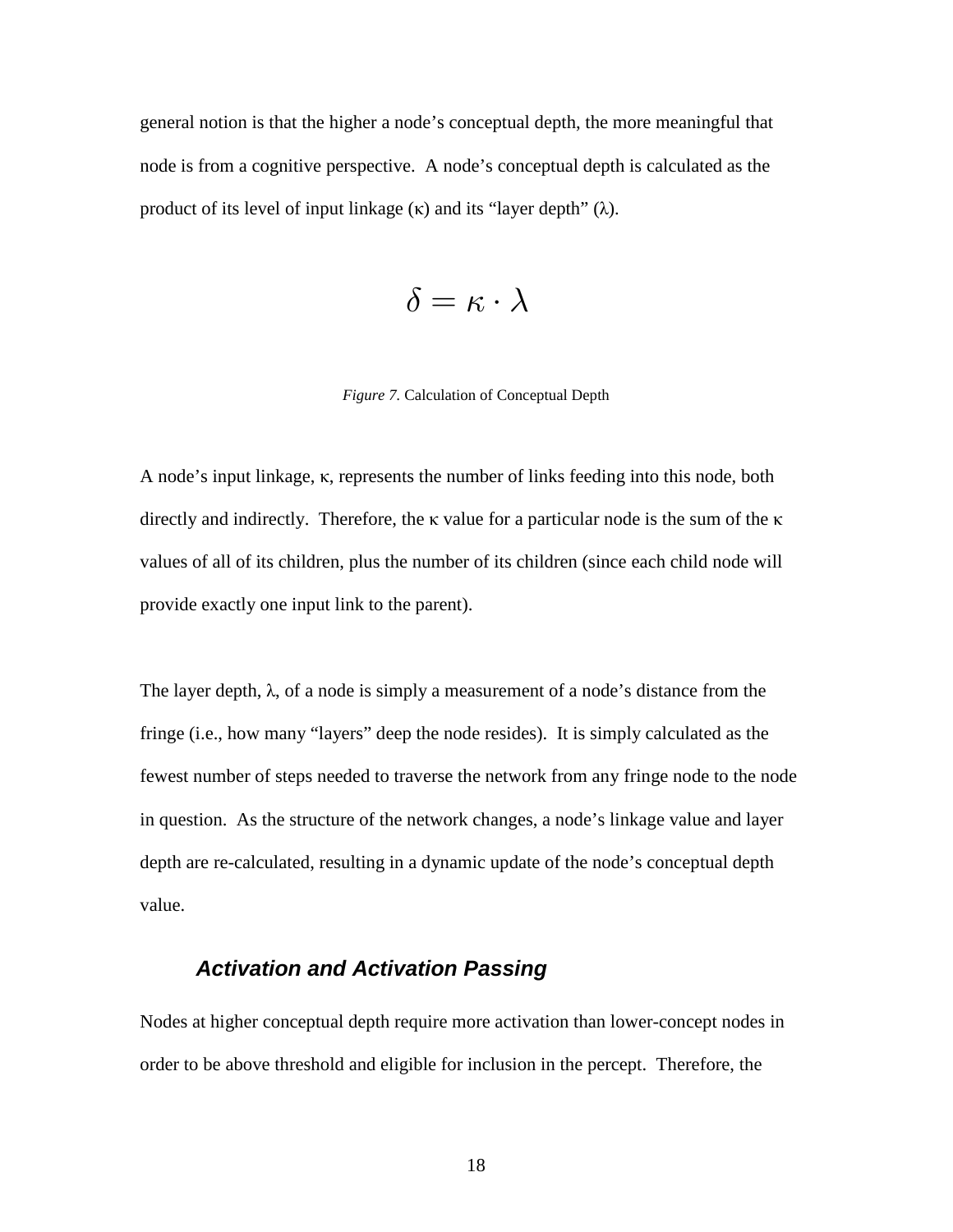general notion is that the higher a node's conceptual depth, the more meaningful that node is from a cognitive perspective. A node's conceptual depth is calculated as the product of its level of input linkage ($\kappa$) and its "layer depth" ($\lambda$).

$$\delta = \kappa \cdot \lambda$$

*Figure 7.* Calculation of Conceptual Depth

A node's input linkage, $\kappa$, represents the number of links feeding into this node, both directly and indirectly. Therefore, the $\kappa$ value for a particular node is the sum of the $\kappa$ values of all of its children, plus the number of its children (since each child node will provide exactly one input link to the parent).

The layer depth, $\lambda$, of a node is simply a measurement of a node's distance from the fringe (i.e., how many "layers" deep the node resides). It is simply calculated as the fewest number of steps needed to traverse the network from any fringe node to the node in question. As the structure of the network changes, a node's linkage value and layer depth are re-calculated, resulting in a dynamic update of the node's conceptual depth value.

### Activation and Activation Passing

Nodes at higher conceptual depth require more activation than lower-concept nodes in order to be above threshold and eligible for inclusion in the percept. Therefore, the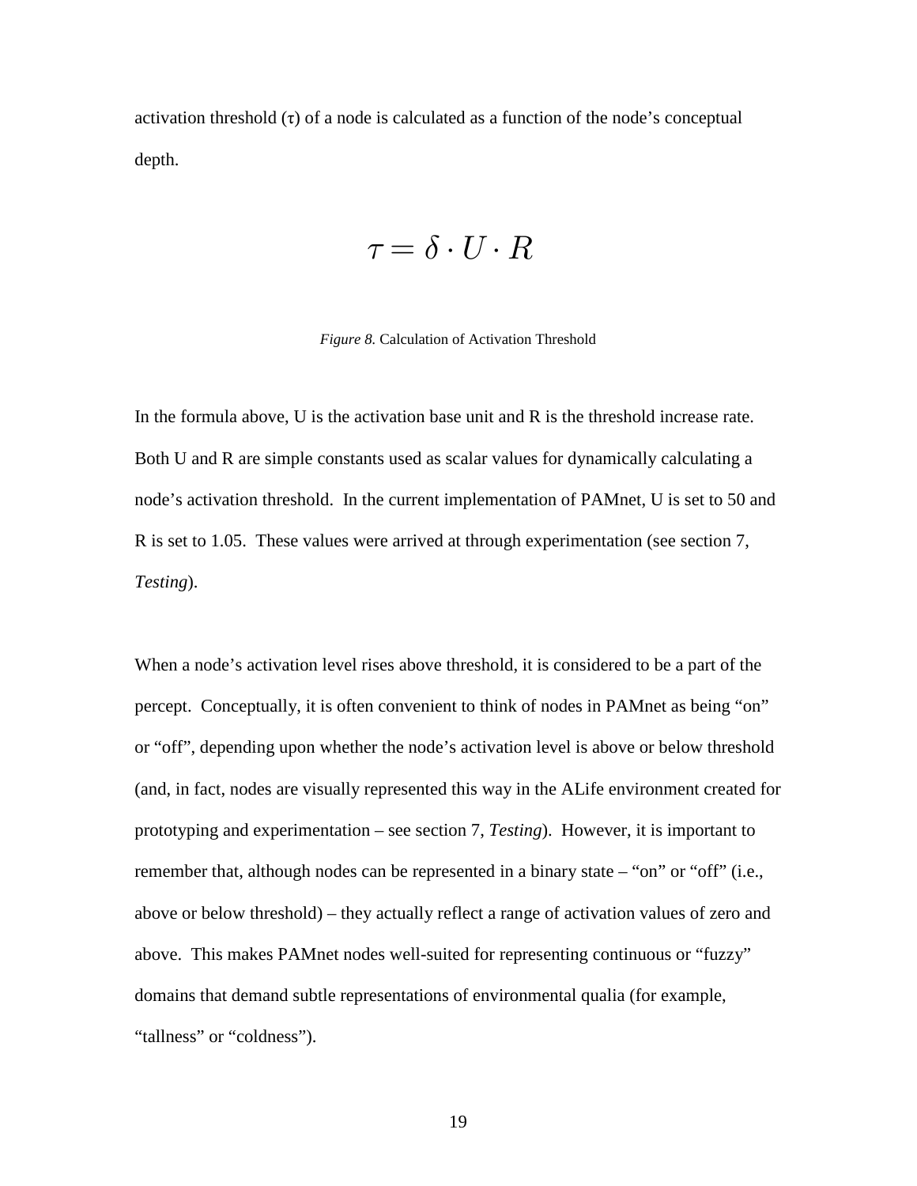activation threshold ($\tau$) of a node is calculated as a function of the node's conceptual depth.

$$\tau = \delta \cdot U \cdot R$$

*Figure 8.* Calculation of Activation Threshold

In the formula above, U is the activation base unit and R is the threshold increase rate. Both U and R are simple constants used as scalar values for dynamically calculating a node's activation threshold. In the current implementation of PAMnet, U is set to 50 and R is set to 1.05. These values were arrived at through experimentation (see section 7, *Testing*).

When a node's activation level rises above threshold, it is considered to be a part of the percept. Conceptually, it is often convenient to think of nodes in PAMnet as being "on" or "off", depending upon whether the node's activation level is above or below threshold (and, in fact, nodes are visually represented this way in the ALife environment created for prototyping and experimentation – see section 7, *Testing*). However, it is important to remember that, although nodes can be represented in a binary state – "on" or "off" (i.e., above or below threshold) – they actually reflect a range of activation values of zero and above. This makes PAMnet nodes well-suited for representing continuous or "fuzzy" domains that demand subtle representations of environmental qualia (for example, "tallness" or "coldness").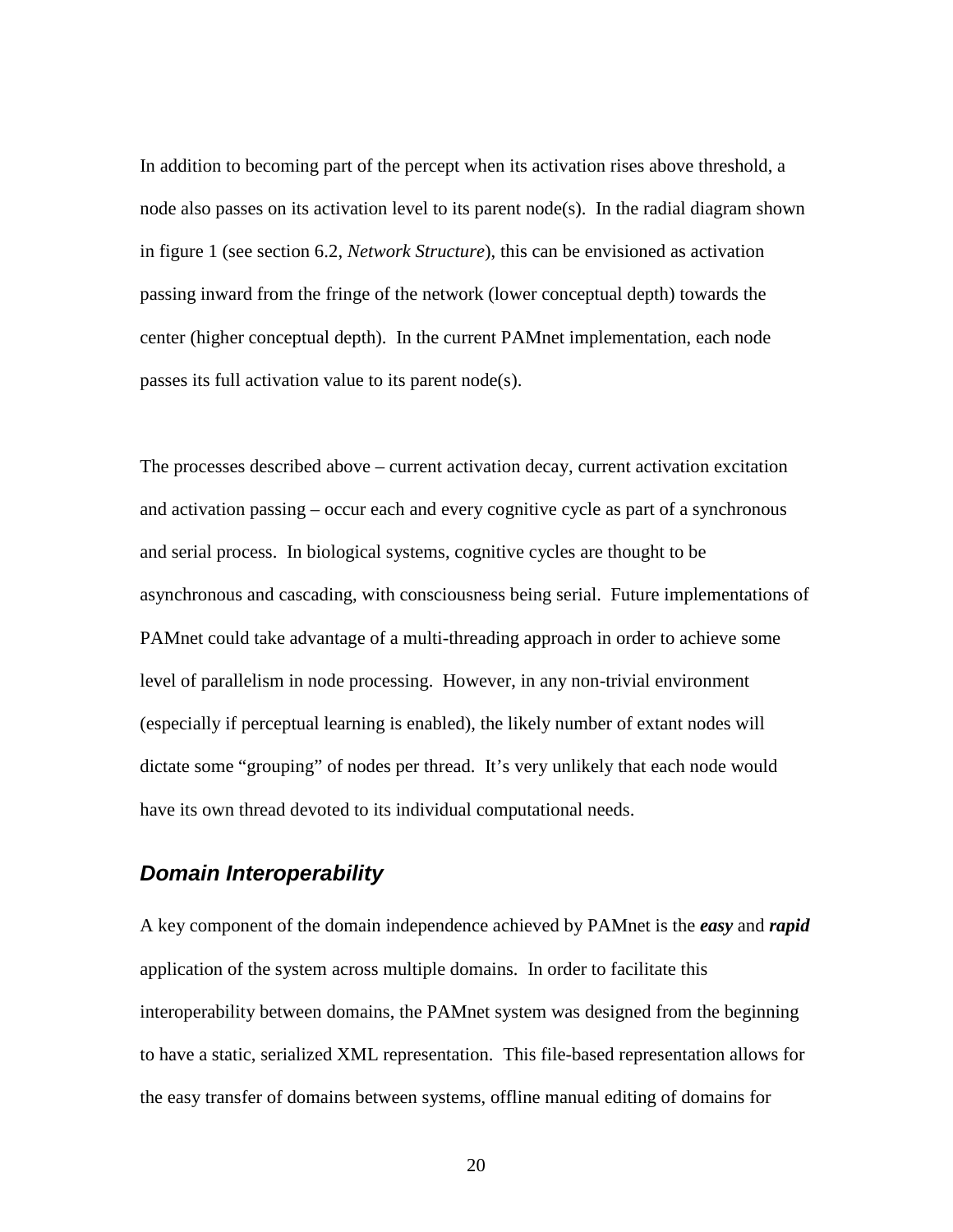In addition to becoming part of the percept when its activation rises above threshold, a node also passes on its activation level to its parent node(s). In the radial diagram shown in figure 1 (see section 6.2, *Network Structure*), this can be envisioned as activation passing inward from the fringe of the network (lower conceptual depth) towards the center (higher conceptual depth). In the current PAMnet implementation, each node passes its full activation value to its parent node(s).

The processes described above – current activation decay, current activation excitation and activation passing – occur each and every cognitive cycle as part of a synchronous and serial process. In biological systems, cognitive cycles are thought to be asynchronous and cascading, with consciousness being serial. Future implementations of PAMnet could take advantage of a multi-threading approach in order to achieve some level of parallelism in node processing. However, in any non-trivial environment (especially if perceptual learning is enabled), the likely number of extant nodes will dictate some "grouping" of nodes per thread. It's very unlikely that each node would have its own thread devoted to its individual computational needs.

### *Domain Interoperability*

A key component of the domain independence achieved by PAMnet is the ***easy*** and ***rapid*** application of the system across multiple domains. In order to facilitate this interoperability between domains, the PAMnet system was designed from the beginning to have a static, serialized XML representation. This file-based representation allows for the easy transfer of domains between systems, offline manual editing of domains for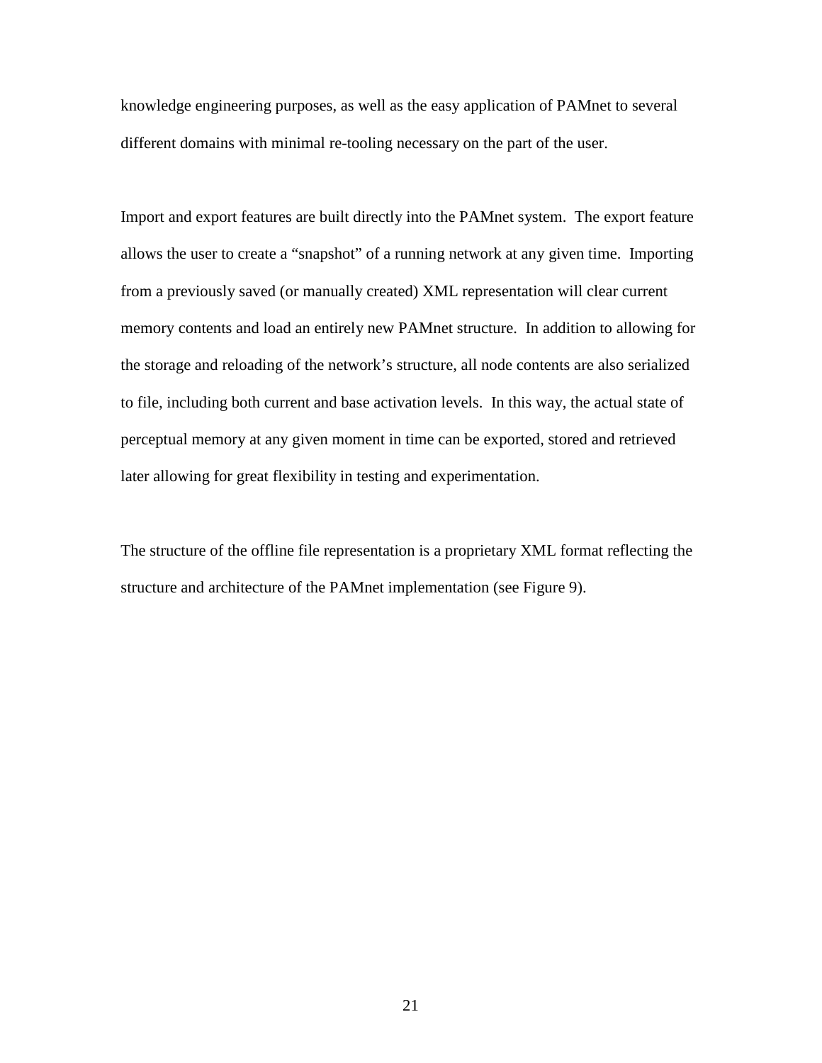knowledge engineering purposes, as well as the easy application of PAMnet to several different domains with minimal re-tooling necessary on the part of the user.

Import and export features are built directly into the PAMnet system. The export feature allows the user to create a "snapshot" of a running network at any given time. Importing from a previously saved (or manually created) XML representation will clear current memory contents and load an entirely new PAMnet structure. In addition to allowing for the storage and reloading of the network's structure, all node contents are also serialized to file, including both current and base activation levels. In this way, the actual state of perceptual memory at any given moment in time can be exported, stored and retrieved later allowing for great flexibility in testing and experimentation.

The structure of the offline file representation is a proprietary XML format reflecting the structure and architecture of the PAMnet implementation (see Figure 9).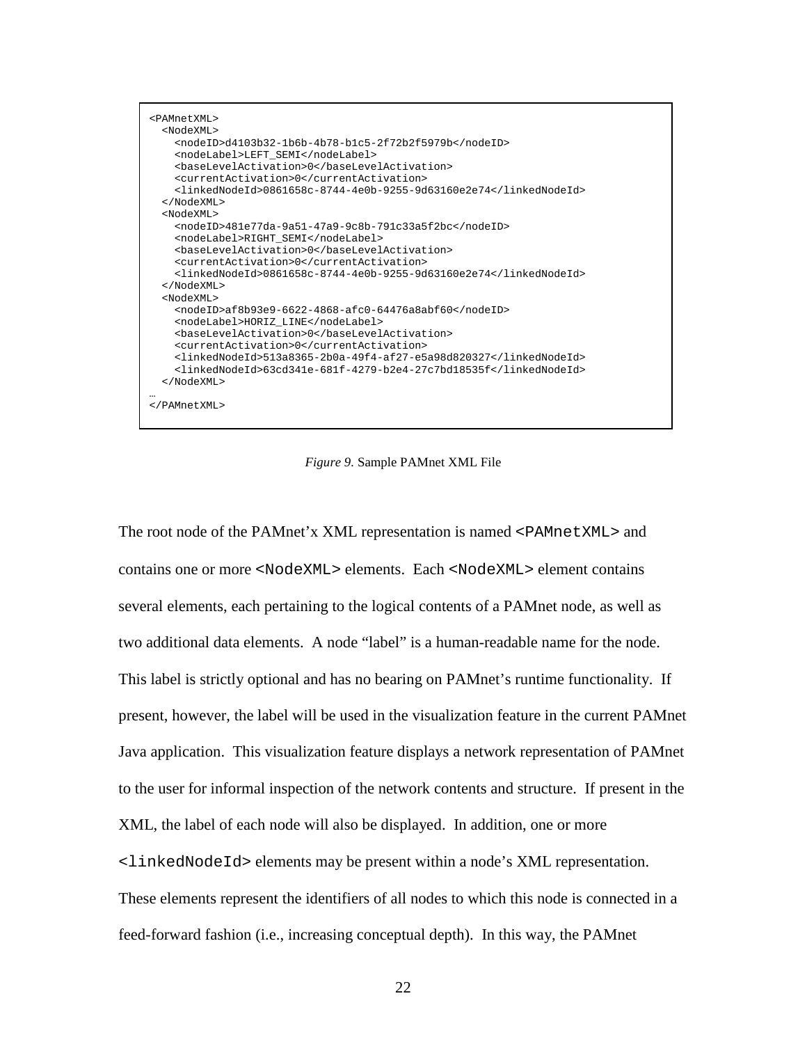```
<PAMnetXML>
  <NodeXML>
    <nodeID>d4103b32-1b6b-4b78-b1c5-2f72b2f5979b</nodeID>
    <nodeLabel>LEFT_SEMI</nodeLabel>
    <baseLevelActivation>0</baseLevelActivation>
    <currentActivation>0</currentActivation>
    <linkedNodeId>0861658c-8744-4e0b-9255-9d63160e2e74</linkedNodeId>
  </NodeXML>
  <NodeXML>
    <nodeID>481e77da-9a51-47a9-9c8b-791c33a5f2bc</nodeID>
    <nodeLabel>RIGHT_SEMI</nodeLabel>
    <baseLevelActivation>0</baseLevelActivation>
    <currentActivation>0</currentActivation>
    <linkedNodeId>0861658c-8744-4e0b-9255-9d63160e2e74</linkedNodeId>
  </NodeXML>
  <NodeXML>
    <nodeID>af8b93e9-6622-4868-afc0-64476a8abf60</nodeID>
    <nodeLabel>HORIZ_LINE</nodeLabel>
    <baseLevelActivation>0</baseLevelActivation>
    <currentActivation>0</currentActivation>
    <linkedNodeId>513a8365-2b0a-49f4-af27-e5a98d820327</linkedNodeId>
    <linkedNodeId>63cd341e-681f-4279-b2e4-27c7bd18535f</linkedNodeId>
  </NodeXML>
…
</PAMnetXML>
```

*Figure 9.* Sample PAMnet XML File

The root node of the PAMnet'x XML representation is named `<PAMnetXML>` and contains one or more `<NodeXML>` elements. Each `<NodeXML>` element contains several elements, each pertaining to the logical contents of a PAMnet node, as well as two additional data elements. A node "label" is a human-readable name for the node. This label is strictly optional and has no bearing on PAMnet's runtime functionality. If present, however, the label will be used in the visualization feature in the current PAMnet Java application. This visualization feature displays a network representation of PAMnet to the user for informal inspection of the network contents and structure. If present in the XML, the label of each node will also be displayed. In addition, one or more `<linkedNodeId>` elements may be present within a node's XML representation. These elements represent the identifiers of all nodes to which this node is connected in a feed-forward fashion (i.e., increasing conceptual depth). In this way, the PAMnet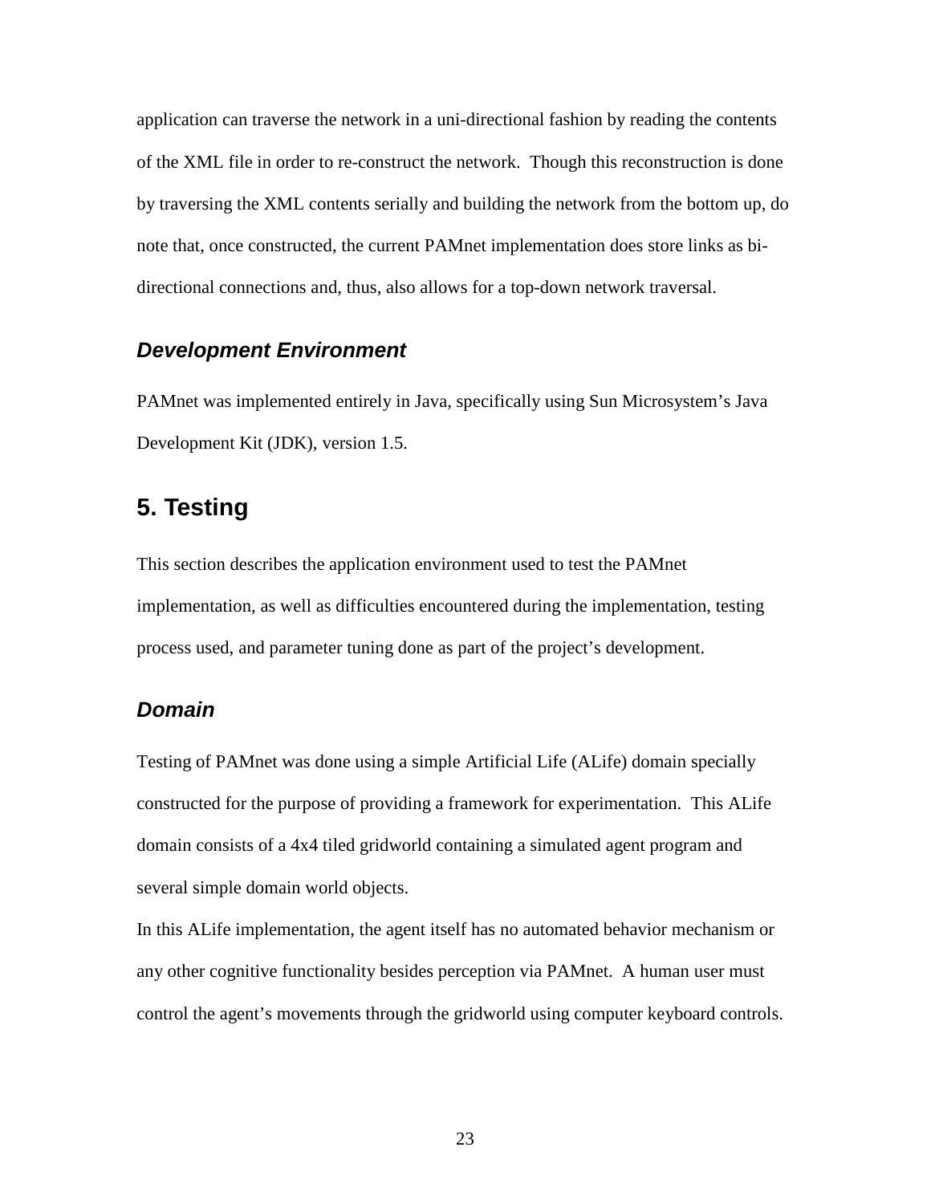application can traverse the network in a uni-directional fashion by reading the contents of the XML file in order to re-construct the network. Though this reconstruction is done by traversing the XML contents serially and building the network from the bottom up, do note that, once constructed, the current PAMnet implementation does store links as bi-directional connections and, thus, also allows for a top-down network traversal.

### *Development Environment*

PAMnet was implemented entirely in Java, specifically using Sun Microsystem's Java Development Kit (JDK), version 1.5.

## 5. Testing

This section describes the application environment used to test the PAMnet implementation, as well as difficulties encountered during the implementation, testing process used, and parameter tuning done as part of the project's development.

### *Domain*

Testing of PAMnet was done using a simple Artificial Life (ALife) domain specially constructed for the purpose of providing a framework for experimentation. This ALife domain consists of a 4x4 tiled gridworld containing a simulated agent program and several simple domain world objects.

In this ALife implementation, the agent itself has no automated behavior mechanism or any other cognitive functionality besides perception via PAMnet. A human user must control the agent's movements through the gridworld using computer keyboard controls.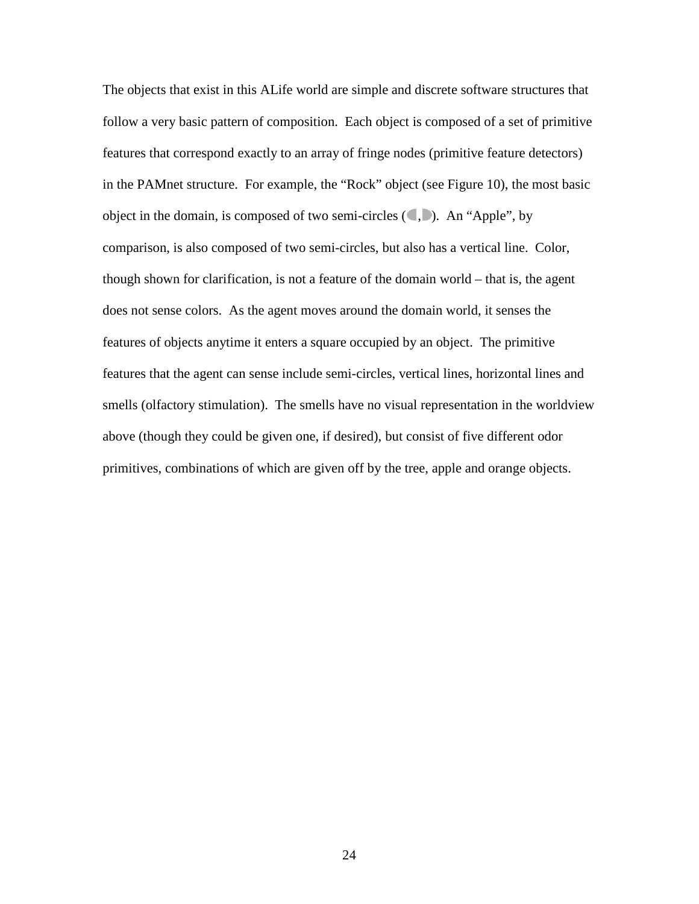The objects that exist in this ALife world are simple and discrete software structures that follow a very basic pattern of composition. Each object is composed of a set of primitive features that correspond exactly to an array of fringe nodes (primitive feature detectors) in the PAMnet structure. For example, the "Rock" object (see Figure 10), the most basic object in the domain, is composed of two semi-circles (◖,◗). An "Apple", by comparison, is also composed of two semi-circles, but also has a vertical line. Color, though shown for clarification, is not a feature of the domain world – that is, the agent does not sense colors. As the agent moves around the domain world, it senses the features of objects anytime it enters a square occupied by an object. The primitive features that the agent can sense include semi-circles, vertical lines, horizontal lines and smells (olfactory stimulation). The smells have no visual representation in the worldview above (though they could be given one, if desired), but consist of five different odor primitives, combinations of which are given off by the tree, apple and orange objects.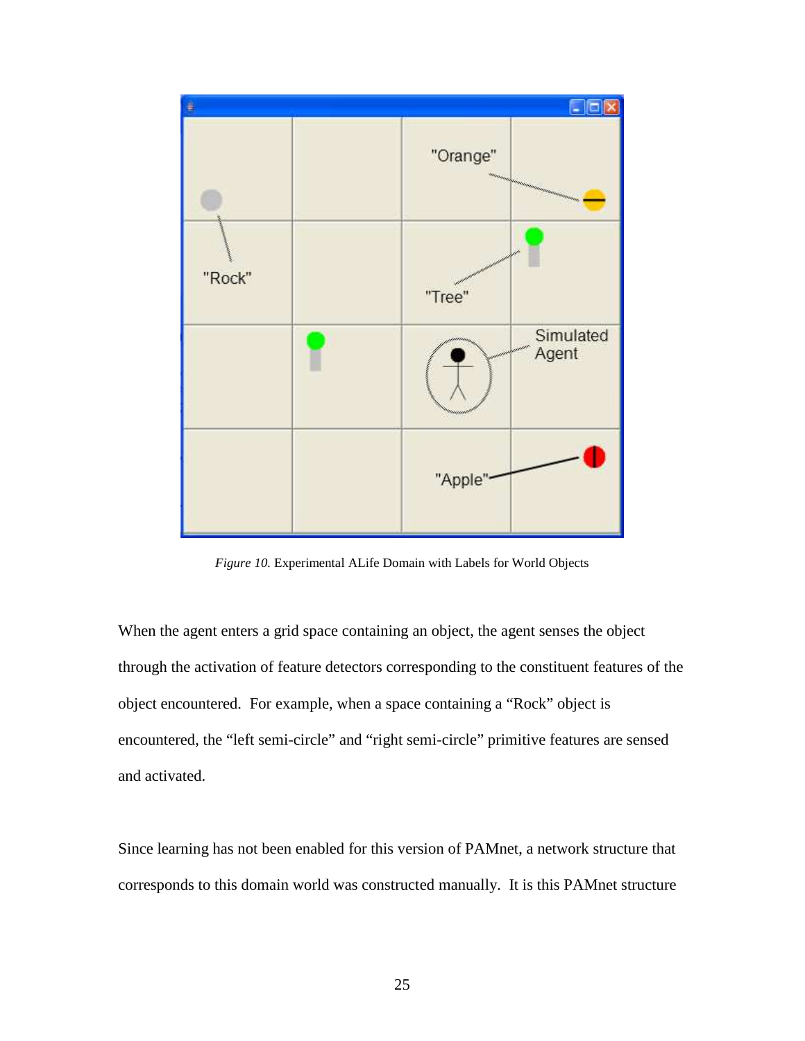*Figure 10.* Experimental ALife Domain with Labels for World Objects

When the agent enters a grid space containing an object, the agent senses the object through the activation of feature detectors corresponding to the constituent features of the object encountered. For example, when a space containing a "Rock" object is encountered, the "left semi-circle" and "right semi-circle" primitive features are sensed and activated.

Since learning has not been enabled for this version of PAMnet, a network structure that corresponds to this domain world was constructed manually. It is this PAMnet structure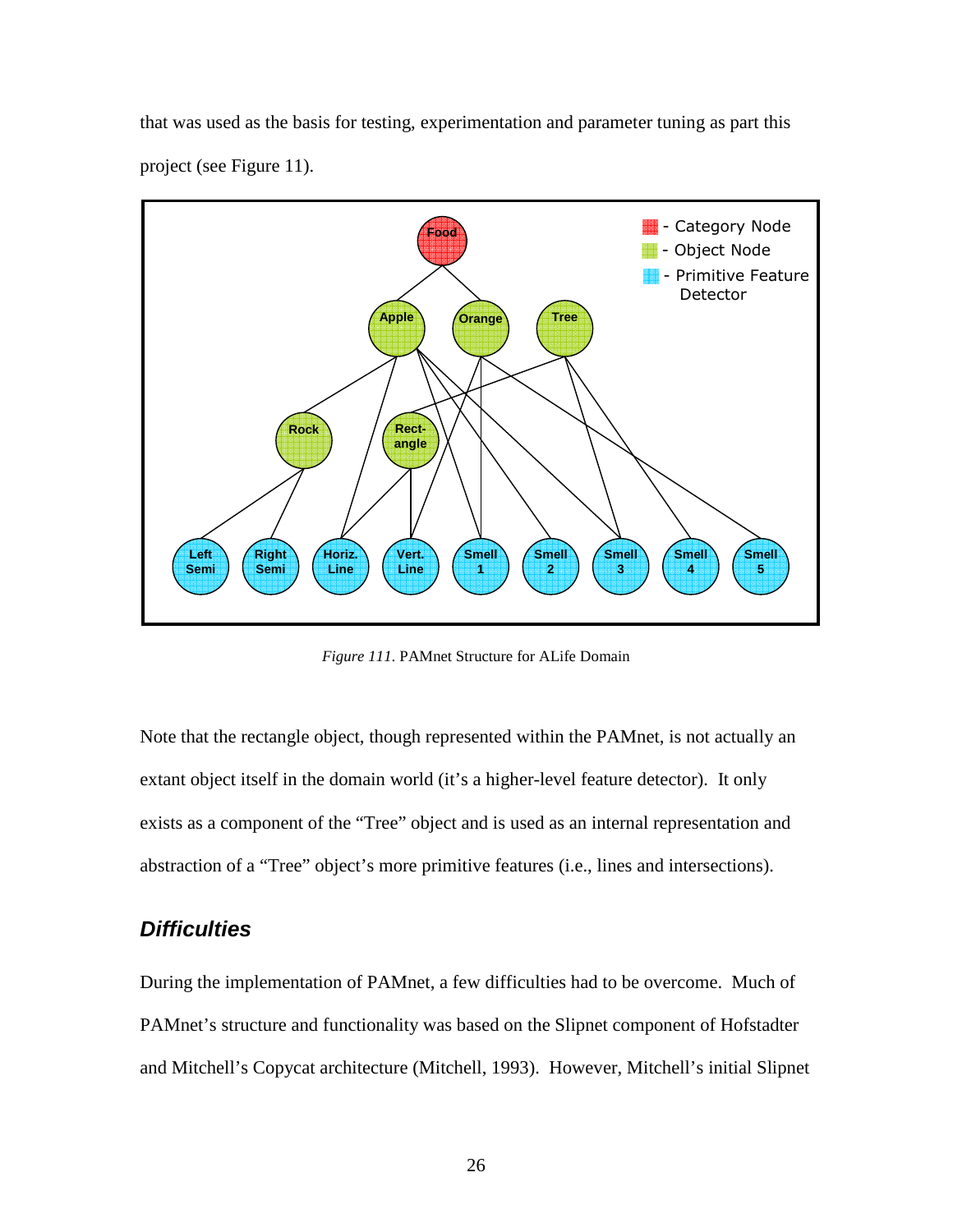that was used as the basis for testing, experimentation and parameter tuning as part this project (see Figure 11).

*Figure 111*. PAMnet Structure for ALife Domain

Note that the rectangle object, though represented within the PAMnet, is not actually an extant object itself in the domain world (it's a higher-level feature detector). It only exists as a component of the "Tree" object and is used as an internal representation and abstraction of a "Tree" object's more primitive features (i.e., lines and intersections).

## ***Difficulties***

During the implementation of PAMnet, a few difficulties had to be overcome. Much of PAMnet's structure and functionality was based on the Slipnet component of Hofstadter and Mitchell's Copycat architecture (Mitchell, 1993). However, Mitchell's initial Slipnet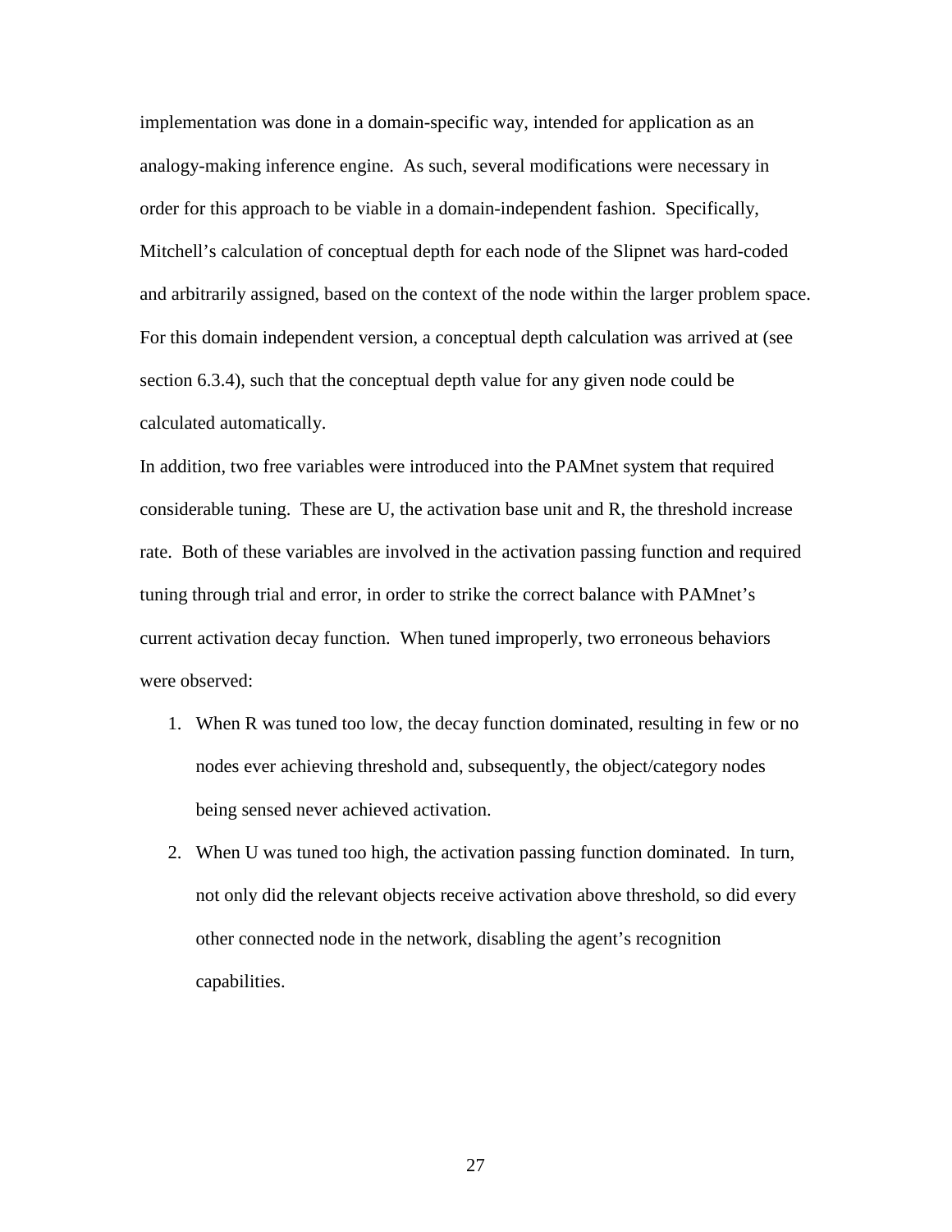implementation was done in a domain-specific way, intended for application as an analogy-making inference engine. As such, several modifications were necessary in order for this approach to be viable in a domain-independent fashion. Specifically, Mitchell's calculation of conceptual depth for each node of the Slipnet was hard-coded and arbitrarily assigned, based on the context of the node within the larger problem space. For this domain independent version, a conceptual depth calculation was arrived at (see section 6.3.4), such that the conceptual depth value for any given node could be calculated automatically.

In addition, two free variables were introduced into the PAMnet system that required considerable tuning. These are U, the activation base unit and R, the threshold increase rate. Both of these variables are involved in the activation passing function and required tuning through trial and error, in order to strike the correct balance with PAMnet's current activation decay function. When tuned improperly, two erroneous behaviors were observed:

1. When R was tuned too low, the decay function dominated, resulting in few or no nodes ever achieving threshold and, subsequently, the object/category nodes being sensed never achieved activation.
2. When U was tuned too high, the activation passing function dominated. In turn, not only did the relevant objects receive activation above threshold, so did every other connected node in the network, disabling the agent's recognition capabilities.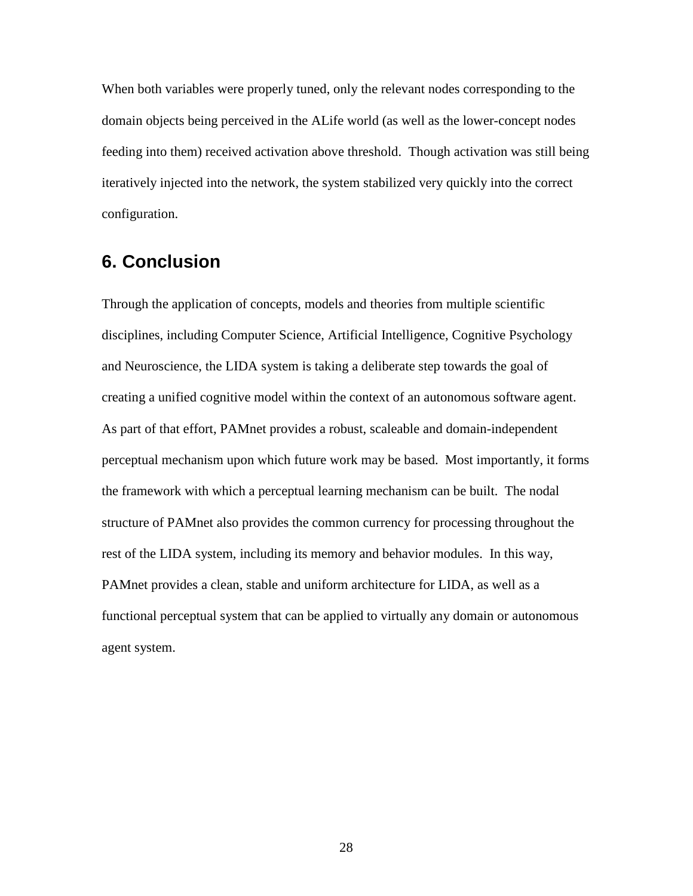When both variables were properly tuned, only the relevant nodes corresponding to the domain objects being perceived in the ALife world (as well as the lower-concept nodes feeding into them) received activation above threshold. Though activation was still being iteratively injected into the network, the system stabilized very quickly into the correct configuration.

## 6. Conclusion

Through the application of concepts, models and theories from multiple scientific disciplines, including Computer Science, Artificial Intelligence, Cognitive Psychology and Neuroscience, the LIDA system is taking a deliberate step towards the goal of creating a unified cognitive model within the context of an autonomous software agent. As part of that effort, PAMnet provides a robust, scaleable and domain-independent perceptual mechanism upon which future work may be based. Most importantly, it forms the framework with which a perceptual learning mechanism can be built. The nodal structure of PAMnet also provides the common currency for processing throughout the rest of the LIDA system, including its memory and behavior modules. In this way, PAMnet provides a clean, stable and uniform architecture for LIDA, as well as a functional perceptual system that can be applied to virtually any domain or autonomous agent system.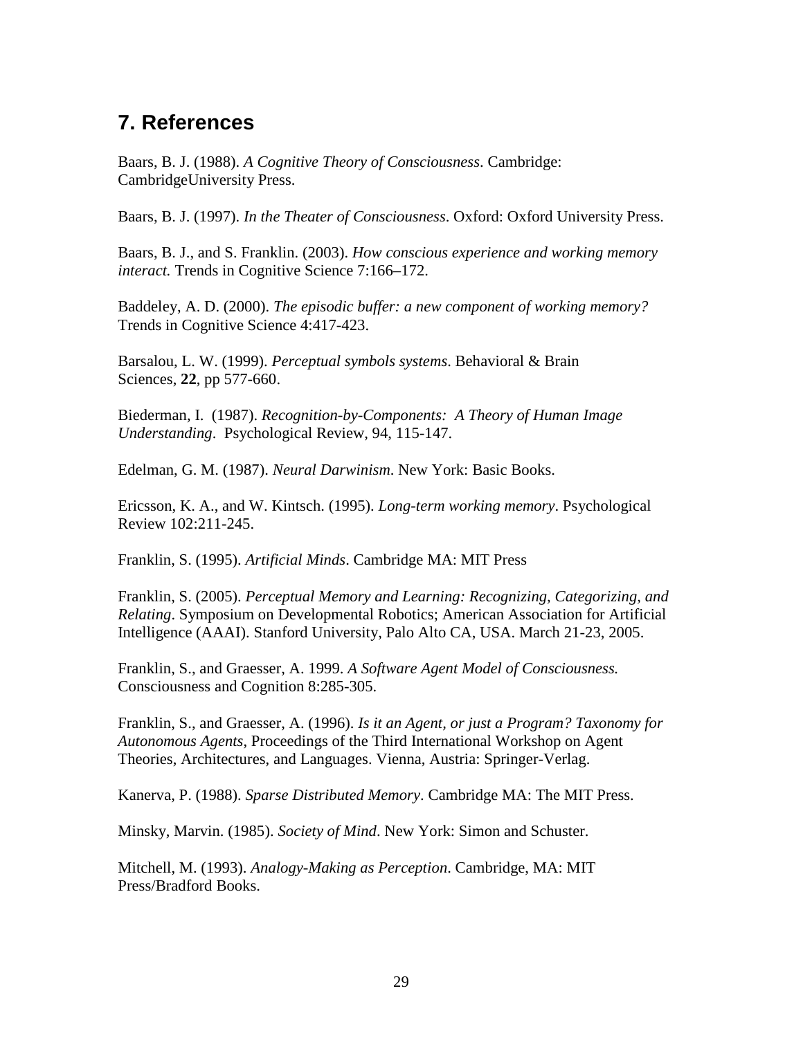## 7. References

Baars, B. J. (1988). *A Cognitive Theory of Consciousness*. Cambridge: CambridgeUniversity Press.

Baars, B. J. (1997). *In the Theater of Consciousness*. Oxford: Oxford University Press.

Baars, B. J., and S. Franklin. (2003). *How conscious experience and working memory interact.* Trends in Cognitive Science 7:166–172.

Baddeley, A. D. (2000). *The episodic buffer: a new component of working memory?* Trends in Cognitive Science 4:417-423.

Barsalou, L. W. (1999). *Perceptual symbols systems*. Behavioral & Brain Sciences, **22**, pp 577-660.

Biederman, I. (1987). *Recognition-by-Components: A Theory of Human Image Understanding*. Psychological Review, 94, 115-147.

Edelman, G. M. (1987). *Neural Darwinism*. New York: Basic Books.

Ericsson, K. A., and W. Kintsch. (1995). *Long-term working memory*. Psychological Review 102:211-245.

Franklin, S. (1995). *Artificial Minds*. Cambridge MA: MIT Press

Franklin, S. (2005). *Perceptual Memory and Learning: Recognizing, Categorizing, and Relating*. Symposium on Developmental Robotics; American Association for Artificial Intelligence (AAAI). Stanford University, Palo Alto CA, USA. March 21-23, 2005.

Franklin, S., and Graesser, A. 1999. *A Software Agent Model of Consciousness.* Consciousness and Cognition 8:285-305.

Franklin, S., and Graesser, A. (1996). *Is it an Agent, or just a Program? Taxonomy for Autonomous Agents*, Proceedings of the Third International Workshop on Agent Theories, Architectures, and Languages. Vienna, Austria: Springer-Verlag.

Kanerva, P. (1988). *Sparse Distributed Memory*. Cambridge MA: The MIT Press.

Minsky, Marvin. (1985). *Society of Mind*. New York: Simon and Schuster.

Mitchell, M. (1993). *Analogy-Making as Perception*. Cambridge, MA: MIT Press/Bradford Books.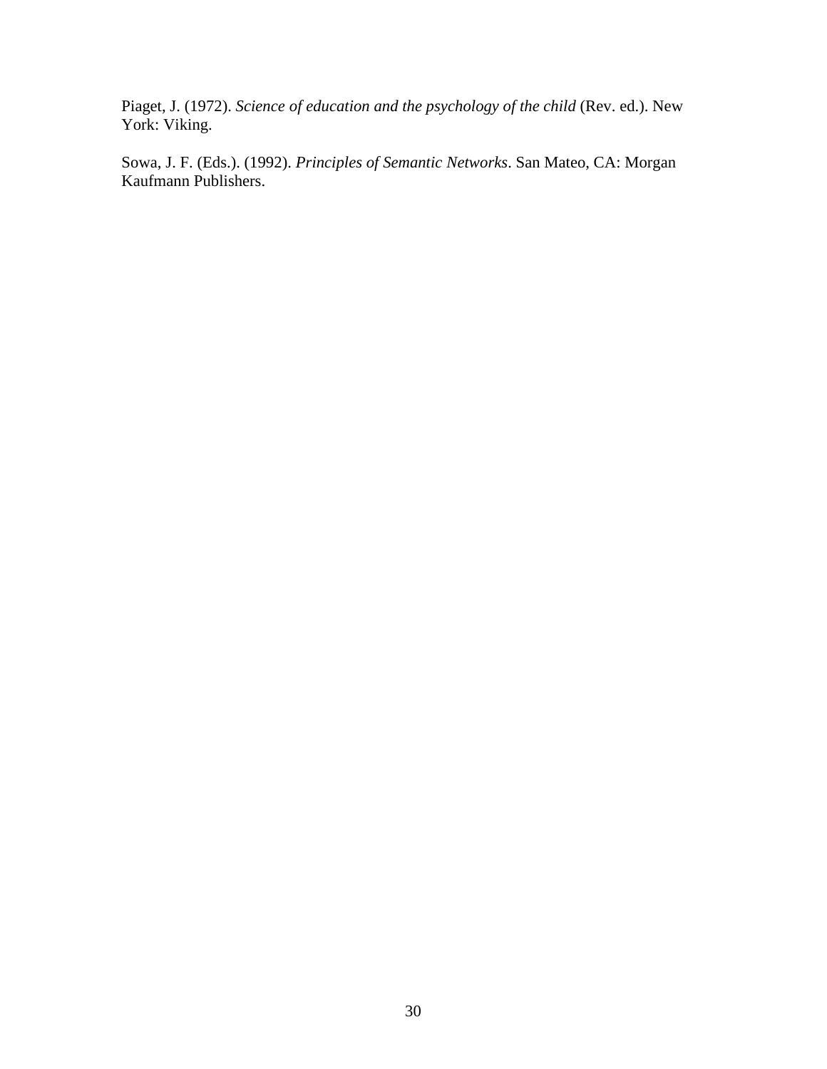Piaget, J. (1972). *Science of education and the psychology of the child* (Rev. ed.). New York: Viking.

Sowa, J. F. (Eds.). (1992). *Principles of Semantic Networks*. San Mateo, CA: Morgan Kaufmann Publishers.